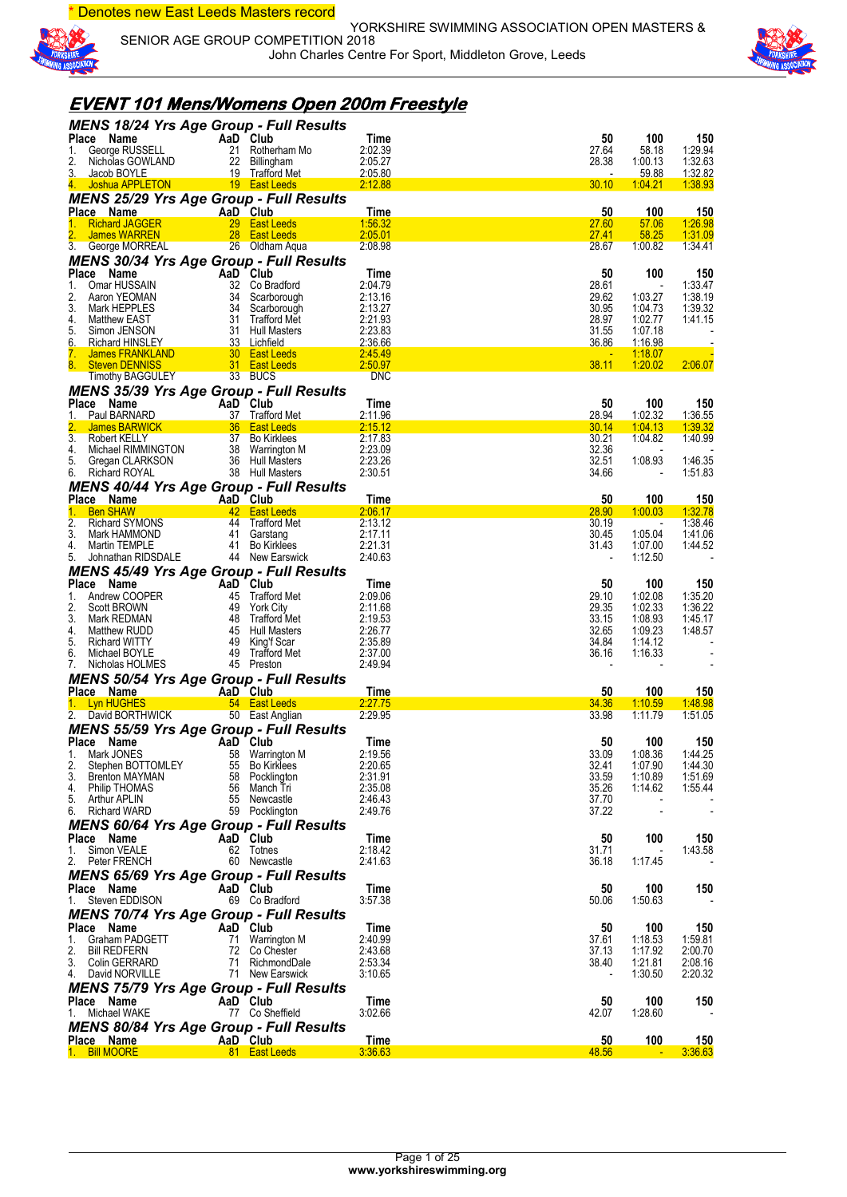\* Denotes new East Leeds Masters record

YORKSHIRE SWIMMING ASSOCIATION OPEN MASTERS & SENIOR AGE GROUP COMPETITION 2018
John Charles Centre For Sport, Middleton Grove, Leeds

# EVENT 101 Mens/Womens Open 200m Freestyle

## MENS 18/24 Yrs Age Group - Full Results

| Place | Name | AaD | Club | Time | 50 | 100 | 150 |
|---|---|---|---|---|---|---|---|
| 1. | George RUSSELL | 21 | Rotherham Mo | 2:02.39 | 27.64 | 58.18 | 1:29.94 |
| 2. | Nicholas GOWLAND | 22 | Billingham | 2:05.27 | 28.38 | 1:00.13 | 1:32.63 |
| 3. | Jacob BOYLE | 19 | Trafford Met | 2:05.80 | - | 59.88 | 1:32.82 |
| 4. | Joshua APPLETON | 19 | East Leeds | 2:12.88 | 30.10 | 1:04.21 | 1:38.93 |

## MENS 25/29 Yrs Age Group - Full Results

| Place | Name | AaD | Club | Time | 50 | 100 | 150 |
|---|---|---|---|---|---|---|---|
| 1. | Richard JAGGER | 29 | East Leeds | 1:56.32 | 27.60 | 57.06 | 1:26.98 |
| 2. | James WARREN | 28 | East Leeds | 2:05.01 | 27.41 | 58.25 | 1:31.09 |
| 3. | George MORREAL | 26 | Oldham Aqua | 2:08.98 | 28.67 | 1:00.82 | 1:34.41 |

## MENS 30/34 Yrs Age Group - Full Results

| Place | Name | AaD | Club | Time | 50 | 100 | 150 |
|---|---|---|---|---|---|---|---|
| 1. | Omar HUSSAIN | 32 | Co Bradford | 2:04.79 | 28.61 | - | 1:33.47 |
| 2. | Aaron YEOMAN | 34 | Scarborough | 2:13.16 | 29.62 | 1:03.27 | 1:38.19 |
| 3. | Mark HEPPLES | 34 | Scarborough | 2:13.27 | 30.95 | 1:04.73 | 1:39.32 |
| 4. | Matthew EAST | 31 | Trafford Met | 2:21.93 | 28.97 | 1:02.77 | 1:41.15 |
| 5. | Simon JENSON | 31 | Hull Masters | 2:23.83 | 31.55 | 1:07.18 | - |
| 6. | Richard HINSLEY | 33 | Lichfield | 2:36.66 | 36.86 | 1:16.98 | - |
| 7. | James FRANKLAND | 30 | East Leeds | 2:45.49 | - | 1:18.07 | - |
| 8. | Steven DENNISS | 31 | East Leeds | 2:50.97 | 38.11 | 1:20.02 | 2:06.07 |
| | Timothy BAGGULEY | 33 | BUCS | DNC | | | |

## MENS 35/39 Yrs Age Group - Full Results

| Place | Name | AaD | Club | Time | 50 | 100 | 150 |
|---|---|---|---|---|---|---|---|
| 1. | Paul BARNARD | 37 | Trafford Met | 2:11.96 | 28.94 | 1:02.32 | 1:36.55 |
| 2. | James BARWICK | 36 | East Leeds | 2:15.12 | 30.14 | 1:04.13 | 1:39.32 |
| 3. | Robert KELLY | 37 | Bo Kirklees | 2:17.83 | 30.21 | 1:04.82 | 1:40.99 |
| 4. | Michael RIMMINGTON | 38 | Warrington M | 2:23.09 | 32.36 | - | - |
| 5. | Gregan CLARKSON | 36 | Hull Masters | 2:23.26 | 32.51 | 1:08.93 | 1:46.35 |
| 6. | Richard ROYAL | 38 | Hull Masters | 2:30.51 | 34.66 | - | 1:51.83 |

## MENS 40/44 Yrs Age Group - Full Results

| Place | Name | AaD | Club | Time | 50 | 100 | 150 |
|---|---|---|---|---|---|---|---|
| 1. | Ben SHAW | 42 | East Leeds | 2:06.17 | 28.90 | 1:00.03 | 1:32.78 |
| 2. | Richard SYMONS | 44 | Trafford Met | 2:13.12 | 30.19 | - | 1:38.46 |
| 3. | Mark HAMMOND | 41 | Garstang | 2:17.11 | 30.45 | 1:05.04 | 1:41.06 |
| 4. | Martin TEMPLE | 41 | Bo Kirklees | 2:21.31 | 31.43 | 1:07.00 | 1:44.52 |
| 5. | Johnathan RIDSDALE | 44 | New Earswick | 2:40.63 | - | 1:12.50 | - |

## MENS 45/49 Yrs Age Group - Full Results

| Place | Name | AaD | Club | Time | 50 | 100 | 150 |
|---|---|---|---|---|---|---|---|
| 1. | Andrew COOPER | 45 | Trafford Met | 2:09.06 | 29.10 | 1:02.08 | 1:35.20 |
| 2. | Scott BROWN | 49 | York City | 2:11.68 | 29.35 | 1:02.33 | 1:36.22 |
| 3. | Mark REDMAN | 48 | Trafford Met | 2:19.53 | 33.15 | 1:08.93 | 1:45.17 |
| 4. | Matthew RUDD | 45 | Hull Masters | 2:26.77 | 32.65 | 1:09.23 | 1:48.57 |
| 5. | Richard WITTY | 49 | King'f Scar | 2:35.89 | 34.84 | 1:14.12 | - |
| 6. | Michael BOYLE | 49 | Trafford Met | 2:37.00 | 36.16 | 1:16.33 | - |
| 7. | Nicholas HOLMES | 45 | Preston | 2:49.94 | - | - | - |

## MENS 50/54 Yrs Age Group - Full Results

| Place | Name | AaD | Club | Time | 50 | 100 | 150 |
|---|---|---|---|---|---|---|---|
| 1. | Lyn HUGHES | 54 | East Leeds | 2:27.75 | 34.36 | 1:10.59 | 1:48.98 |
| 2. | David BORTHWICK | 50 | East Anglian | 2:29.95 | 33.98 | 1:11.79 | 1:51.05 |

## MENS 55/59 Yrs Age Group - Full Results

| Place | Name | AaD | Club | Time | 50 | 100 | 150 |
|---|---|---|---|---|---|---|---|
| 1. | Mark JONES | 58 | Warrington M | 2:19.56 | 33.09 | 1:08.36 | 1:44.25 |
| 2. | Stephen BOTTOMLEY | 55 | Bo Kirklees | 2:20.65 | 32.41 | 1:07.90 | 1:44.30 |
| 3. | Brenton MAYMAN | 58 | Pocklington | 2:31.91 | 33.59 | 1:10.89 | 1:51.69 |
| 4. | Philip THOMAS | 56 | Manch Tri | 2:35.08 | 35.26 | 1:14.62 | 1:55.44 |
| 5. | Arthur APLIN | 55 | Newcastle | 2:46.43 | 37.70 | - | - |
| 6. | Richard WARD | 59 | Pocklington | 2:49.76 | 37.22 | - | - |

## MENS 60/64 Yrs Age Group - Full Results

| Place | Name | AaD | Club | Time | 50 | 100 | 150 |
|---|---|---|---|---|---|---|---|
| 1. | Simon VEALE | 62 | Totnes | 2:18.42 | 31.71 | - | 1:43.58 |
| 2. | Peter FRENCH | 60 | Newcastle | 2:41.63 | 36.18 | 1:17.45 | - |

## MENS 65/69 Yrs Age Group - Full Results

| Place | Name | AaD | Club | Time | 50 | 100 | 150 |
|---|---|---|---|---|---|---|---|
| 1. | Steven EDDISON | 69 | Co Bradford | 3:57.38 | 50.06 | 1:50.63 | - |

## MENS 70/74 Yrs Age Group - Full Results

| Place | Name | AaD | Club | Time | 50 | 100 | 150 |
|---|---|---|---|---|---|---|---|
| 1. | Graham PADGETT | 71 | Warrington M | 2:40.99 | 37.61 | 1:18.53 | 1:59.81 |
| 2. | Bill REDFERN | 72 | Co Chester | 2:43.68 | 37.13 | 1:17.92 | 2:00.70 |
| 3. | Colin GERRARD | 71 | RichmondDale | 2:53.34 | 38.40 | 1:21.81 | 2:08.16 |
| 4. | David NORVILLE | 71 | New Earswick | 3:10.65 | - | 1:30.50 | 2:20.32 |

## MENS 75/79 Yrs Age Group - Full Results

| Place | Name | AaD | Club | Time | 50 | 100 | 150 |
|---|---|---|---|---|---|---|---|
| 1. | Michael WAKE | 77 | Co Sheffield | 3:02.66 | 42.07 | 1:28.60 | - |

## MENS 80/84 Yrs Age Group - Full Results

| Place | Name | AaD | Club | Time | 50 | 100 | 150 |
|---|---|---|---|---|---|---|---|
| 1. | Bill MOORE | 81 | East Leeds | 3:36.63 | 48.56 | - | 3:36.63 |

www.yorkshireswimming.org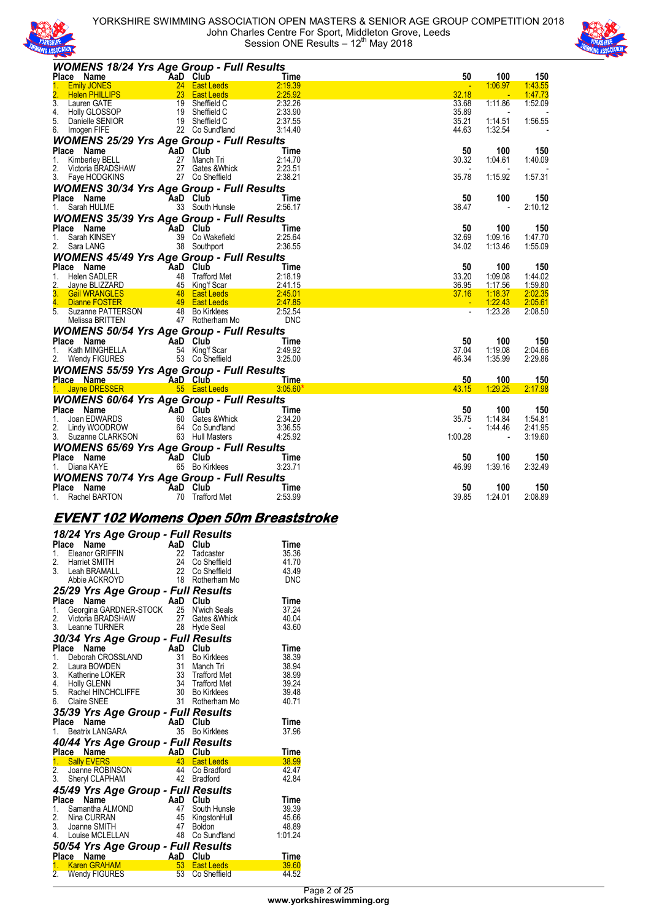### WOMENS 18/24 Yrs Age Group - Full Results

| Place | Name | AaD | Club | Time | 50 | 100 | 150 |
|---|---|---|---|---|---|---|---|
| 1. | Emily JONES | 24 | East Leeds | 2:19.39 | - | 1:06.97 | 1:43.55 |
| 2. | Helen PHILLIPS | 23 | East Leeds | 2:25.92 | 32.18 | - | 1:47.73 |
| 3. | Lauren GATE | 19 | Sheffield C | 2:32.26 | 33.68 | 1:11.86 | 1:52.09 |
| 4. | Holly GLOSSOP | 19 | Sheffield C | 2:33.90 | 35.89 | - | - |
| 5. | Danielle SENIOR | 19 | Sheffield C | 2:37.55 | 35.21 | 1:14.51 | 1:56.55 |
| 6. | Imogen FIFE | 22 | Co Sund'land | 3:14.40 | 44.63 | 1:32.54 | - |

### WOMENS 25/29 Yrs Age Group - Full Results

| Place | Name | AaD | Club | Time | 50 | 100 | 150 |
|---|---|---|---|---|---|---|---|
| 1. | Kimberley BELL | 27 | Manch Tri | 2:14.70 | 30.32 | 1:04.61 | 1:40.09 |
| 2. | Victoria BRADSHAW | 27 | Gates &Whick | 2:23.51 | - | - | - |
| 3. | Faye HODGKINS | 27 | Co Sheffield | 2:38.21 | 35.78 | 1:15.92 | 1:57.31 |

### WOMENS 30/34 Yrs Age Group - Full Results

| Place | Name | AaD | Club | Time | 50 | 100 | 150 |
|---|---|---|---|---|---|---|---|
| 1. | Sarah HULME | 33 | South Hunsle | 2:56.17 | 38.47 | - | 2:10.12 |

### WOMENS 35/39 Yrs Age Group - Full Results

| Place | Name | AaD | Club | Time | 50 | 100 | 150 |
|---|---|---|---|---|---|---|---|
| 1. | Sarah KINSEY | 39 | Co Wakefield | 2:25.64 | 32.69 | 1:09.16 | 1:47.70 |
| 2. | Sara LANG | 38 | Southport | 2:36.55 | 34.02 | 1:13.46 | 1:55.09 |

### WOMENS 45/49 Yrs Age Group - Full Results

| Place | Name | AaD | Club | Time | 50 | 100 | 150 |
|---|---|---|---|---|---|---|---|
| 1. | Helen SADLER | 48 | Trafford Met | 2:18.19 | 33.20 | 1:09.08 | 1:44.02 |
| 2. | Jayne BLIZZARD | 45 | King'f Scar | 2:41.15 | 36.95 | 1:17.56 | 1:59.80 |
| 3. | Gail WRANGLES | 48 | East Leeds | 2:45.01 | 37.16 | 1:18.37 | 2:02.35 |
| 4. | Dianne FOSTER | 49 | East Leeds | 2:47.85 | - | 1:22.43 | 2:05.61 |
| 5. | Suzanne PATTERSON | 48 | Bo Kirklees | 2:52.54 | - | 1:23.28 | 2:08.50 |
| | Melissa BRITTEN | 47 | Rotherham Mo | DNC | | | |

### WOMENS 50/54 Yrs Age Group - Full Results

| Place | Name | AaD | Club | Time | 50 | 100 | 150 |
|---|---|---|---|---|---|---|---|
| 1. | Kath MINGHELLA | 54 | King'f Scar | 2:49.92 | 37.04 | 1:19.08 | 2:04.66 |
| 2. | Wendy FIGURES | 53 | Co Sheffield | 3:25.00 | 46.34 | 1:35.99 | 2:29.86 |

### WOMENS 55/59 Yrs Age Group - Full Results

| Place | Name | AaD | Club | Time | 50 | 100 | 150 |
|---|---|---|---|---|---|---|---|
| 1. | Jayne DRESSER | 55 | East Leeds | 3:05.60* | 43.15 | 1:29.25 | 2:17.98 |

### WOMENS 60/64 Yrs Age Group - Full Results

| Place | Name | AaD | Club | Time | 50 | 100 | 150 |
|---|---|---|---|---|---|---|---|
| 1. | Joan EDWARDS | 60 | Gates &Whick | 2:34.20 | 35.75 | 1:14.84 | 1:54.81 |
| 2. | Lindy WOODROW | 64 | Co Sund'land | 3:36.55 | - | 1:44.46 | 2:41.95 |
| 3. | Suzanne CLARKSON | 63 | Hull Masters | 4:25.92 | 1:00.28 | - | 3:19.60 |

### WOMENS 65/69 Yrs Age Group - Full Results

| Place | Name | AaD | Club | Time | 50 | 100 | 150 |
|---|---|---|---|---|---|---|---|
| 1. | Diana KAYE | 65 | Bo Kirklees | 3:23.71 | 46.99 | 1:39.16 | 2:32.49 |

### WOMENS 70/74 Yrs Age Group - Full Results

| Place | Name | AaD | Club | Time | 50 | 100 | 150 |
|---|---|---|---|---|---|---|---|
| 1. | Rachel BARTON | 70 | Trafford Met | 2:53.99 | 39.85 | 1:24.01 | 2:08.89 |

## EVENT 102 Womens Open 50m Breaststroke

### 18/24 Yrs Age Group - Full Results

| Place | Name | AaD | Club | Time |
|---|---|---|---|---|
| 1. | Eleanor GRIFFIN | 22 | Tadcaster | 35.36 |
| 2. | Harriet SMITH | 24 | Co Sheffield | 41.70 |
| 3. | Leah BRAMALL | 22 | Co Sheffield | 43.49 |
| | Abbie ACKROYD | 18 | Rotherham Mo | DNC |

### 25/29 Yrs Age Group - Full Results

| Place | Name | AaD | Club | Time |
|---|---|---|---|---|
| 1. | Georgina GARDNER-STOCK | 25 | N'wich Seals | 37.24 |
| 2. | Victoria BRADSHAW | 27 | Gates &Whick | 40.04 |
| 3. | Leanne TURNER | 28 | Hyde Seal | 43.60 |

### 30/34 Yrs Age Group - Full Results

| Place | Name | AaD | Club | Time |
|---|---|---|---|---|
| 1. | Deborah CROSSLAND | 31 | Bo Kirklees | 38.39 |
| 2. | Laura BOWDEN | 31 | Manch Tri | 38.94 |
| 3. | Katherine LOKER | 33 | Trafford Met | 38.99 |
| 4. | Holly GLENN | 34 | Trafford Met | 39.24 |
| 5. | Rachel HINCHCLIFFE | 30 | Bo Kirklees | 39.48 |
| 6. | Claire SNEE | 31 | Rotherham Mo | 40.71 |

### 35/39 Yrs Age Group - Full Results

| Place | Name | AaD | Club | Time |
|---|---|---|---|---|
| 1. | Beatrix LANGARA | 35 | Bo Kirklees | 37.96 |

### 40/44 Yrs Age Group - Full Results

| Place | Name | AaD | Club | Time |
|---|---|---|---|---|
| 1. | Sally EVERS | 43 | East Leeds | 38.99 |
| 2. | Joanne ROBINSON | 44 | Co Bradford | 42.47 |
| 3. | Sheryl CLAPHAM | 42 | Bradford | 42.84 |

### 45/49 Yrs Age Group - Full Results

| Place | Name | AaD | Club | Time |
|---|---|---|---|---|
| 1. | Samantha ALMOND | 47 | South Hunsle | 39.39 |
| 2. | Nina CURRAN | 45 | KingstonHull | 45.66 |
| 3. | Joanne SMITH | 47 | Boldon | 48.89 |
| 4. | Louise MCLELLAN | 48 | Co Sund'land | 1:01.24 |

### 50/54 Yrs Age Group - Full Results

| Place | Name | AaD | Club | Time |
|---|---|---|---|---|
| 1. | Karen GRAHAM | 53 | East Leeds | 39.60 |
| 2. | Wendy FIGURES | 53 | Co Sheffield | 44.52 |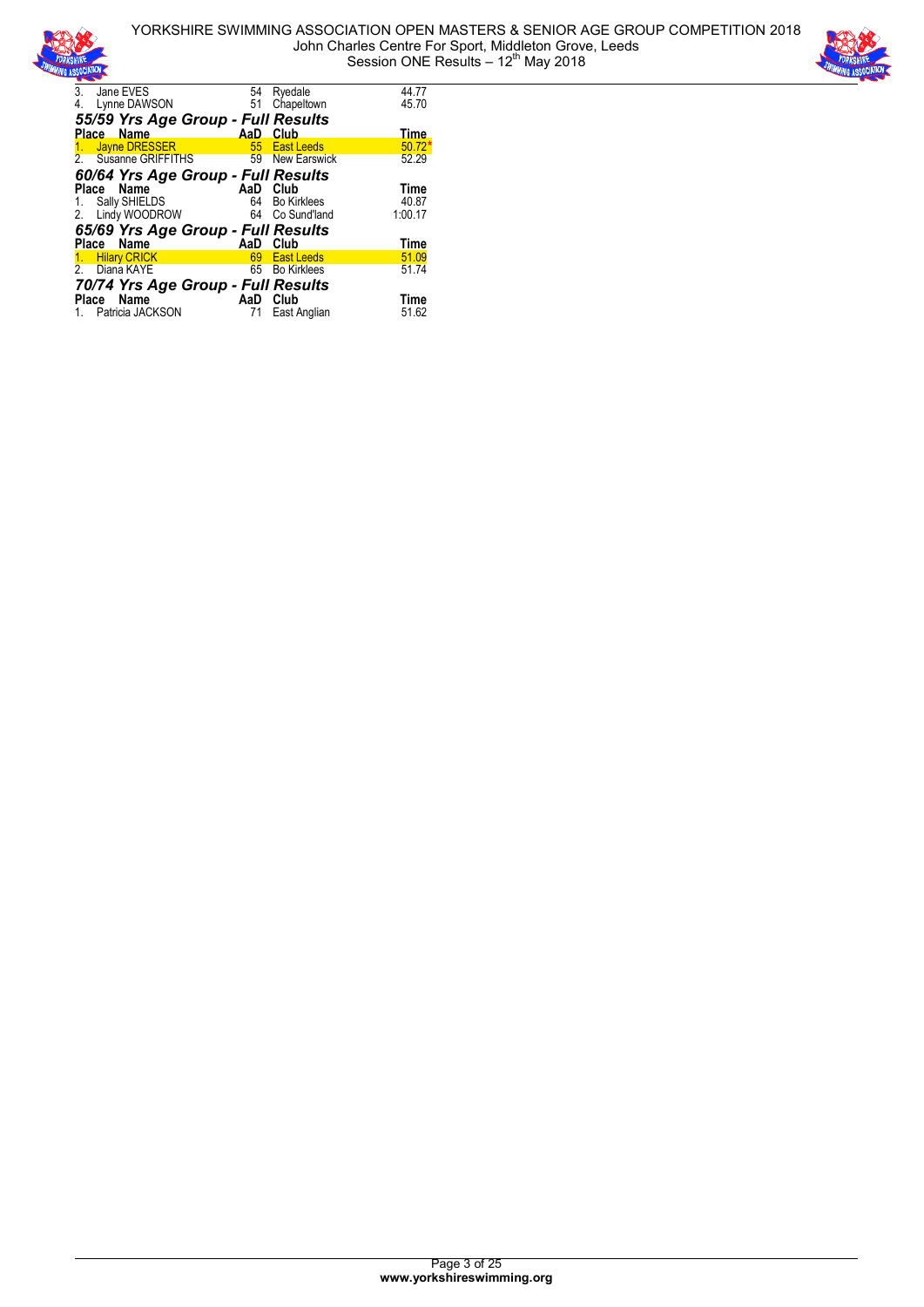| Place | Name | AaD | Club | Time |
|---|---|---|---|---|
| 3. | Jane EVES | 54 | Ryedale | 44.77 |
| 4. | Lynne DAWSON | 51 | Chapeltown | 45.70 |

### *55/59 Yrs Age Group - Full Results*

| Place | Name | AaD | Club | Time |
|---|---|---|---|---|
| 1. | Jayne DRESSER | 55 | East Leeds | 50.72* |
| 2. | Susanne GRIFFITHS | 59 | New Earswick | 52.29 |

### *60/64 Yrs Age Group - Full Results*

| Place | Name | AaD | Club | Time |
|---|---|---|---|---|
| 1. | Sally SHIELDS | 64 | Bo Kirklees | 40.87 |
| 2. | Lindy WOODROW | 64 | Co Sund'land | 1:00.17 |

### *65/69 Yrs Age Group - Full Results*

| Place | Name | AaD | Club | Time |
|---|---|---|---|---|
| 1. | Hilary CRICK | 69 | East Leeds | 51.09 |
| 2. | Diana KAYE | 65 | Bo Kirklees | 51.74 |

### *70/74 Yrs Age Group - Full Results*

| Place | Name | AaD | Club | Time |
|---|---|---|---|---|
| 1. | Patricia JACKSON | 71 | East Anglian | 51.62 |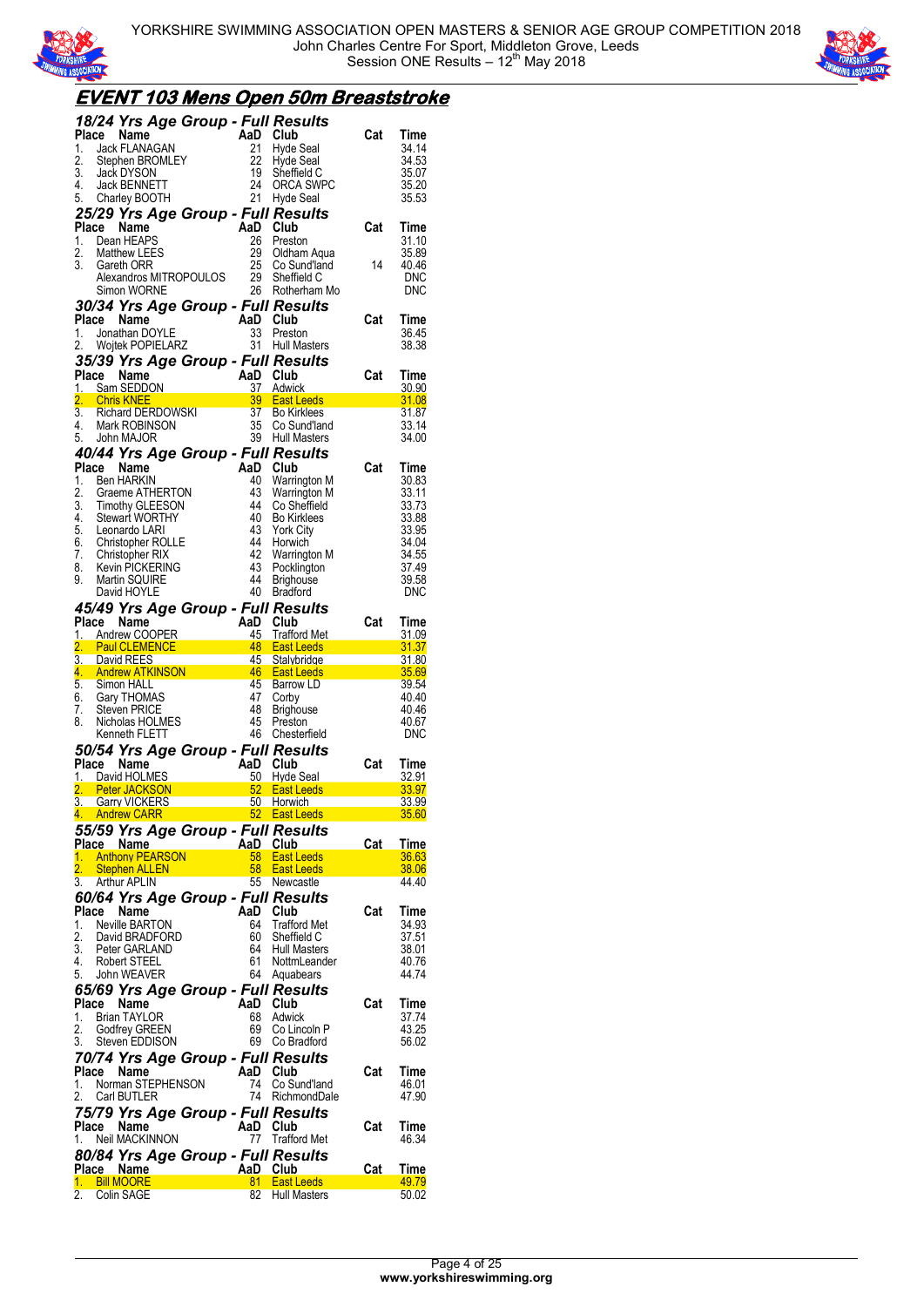YORKSHIRE SWIMMING ASSOCIATION OPEN MASTERS & SENIOR AGE GROUP COMPETITION 2018
John Charles Centre For Sport, Middleton Grove, Leeds
Session ONE Results – 12th May 2018

# EVENT 103 Mens Open 50m Breaststroke

## 18/24 Yrs Age Group - Full Results

| Place | Name | AaD | Club | Cat | Time |
|---|---|---|---|---|---|
| 1. | Jack FLANAGAN | 21 | Hyde Seal | | 34.14 |
| 2. | Stephen BROMLEY | 22 | Hyde Seal | | 34.53 |
| 3. | Jack DYSON | 19 | Sheffield C | | 35.07 |
| 4. | Jack BENNETT | 24 | ORCA SWPC | | 35.20 |
| 5. | Charley BOOTH | 21 | Hyde Seal | | 35.53 |

## 25/29 Yrs Age Group - Full Results

| Place | Name | AaD | Club | Cat | Time |
|---|---|---|---|---|---|
| 1. | Dean HEAPS | 26 | Preston | | 31.10 |
| 2. | Matthew LEES | 29 | Oldham Aqua | | 35.89 |
| 3. | Gareth ORR | 25 | Co Sund'land | 14 | 40.46 |
| | Alexandros MITROPOULOS | 29 | Sheffield C | | DNC |
| | Simon WORNE | 26 | Rotherham Mo | | DNC |

## 30/34 Yrs Age Group - Full Results

| Place | Name | AaD | Club | Cat | Time |
|---|---|---|---|---|---|
| 1. | Jonathan DOYLE | 33 | Preston | | 36.45 |
| 2. | Wojtek POPIELARZ | 31 | Hull Masters | | 38.38 |

## 35/39 Yrs Age Group - Full Results

| Place | Name | AaD | Club | Cat | Time |
|---|---|---|---|---|---|
| 1. | Sam SEDDON | 37 | Adwick | | 30.90 |
| 2. | Chris KNEE | 39 | East Leeds | | 31.08 |
| 3. | Richard DERDOWSKI | 37 | Bo Kirklees | | 31.87 |
| 4. | Mark ROBINSON | 35 | Co Sund'land | | 33.14 |
| 5. | John MAJOR | 39 | Hull Masters | | 34.00 |

## 40/44 Yrs Age Group - Full Results

| Place | Name | AaD | Club | Cat | Time |
|---|---|---|---|---|---|
| 1. | Ben HARKIN | 40 | Warrington M | | 30.83 |
| 2. | Graeme ATHERTON | 43 | Warrington M | | 33.11 |
| 3. | Timothy GLEESON | 44 | Co Sheffield | | 33.73 |
| 4. | Stewart WORTHY | 40 | Bo Kirklees | | 33.88 |
| 5. | Leonardo LARI | 43 | York City | | 33.95 |
| 6. | Christopher ROLLE | 44 | Horwich | | 34.04 |
| 7. | Christopher RIX | 42 | Warrington M | | 34.55 |
| 8. | Kevin PICKERING | 43 | Pocklington | | 37.49 |
| 9. | Martin SQUIRE | 44 | Brighouse | | 39.58 |
| | David HOYLE | 40 | Bradford | | DNC |

## 45/49 Yrs Age Group - Full Results

| Place | Name | AaD | Club | Cat | Time |
|---|---|---|---|---|---|
| 1. | Andrew COOPER | 45 | Trafford Met | | 31.09 |
| 2. | Paul CLEMENCE | 48 | East Leeds | | 31.37 |
| 3. | David REES | 45 | Stalybridge | | 31.80 |
| 4. | Andrew ATKINSON | 46 | East Leeds | | 35.69 |
| 5. | Simon HALL | 45 | Barrow LD | | 39.54 |
| 6. | Gary THOMAS | 47 | Corby | | 40.40 |
| 7. | Steven PRICE | 48 | Brighouse | | 40.46 |
| 8. | Nicholas HOLMES | 45 | Preston | | 40.67 |
| | Kenneth FLETT | 46 | Chesterfield | | DNC |

## 50/54 Yrs Age Group - Full Results

| Place | Name | AaD | Club | Cat | Time |
|---|---|---|---|---|---|
| 1. | David HOLMES | 50 | Hyde Seal | | 32.91 |
| 2. | Peter JACKSON | 52 | East Leeds | | 33.97 |
| 3. | Garry VICKERS | 50 | Horwich | | 33.99 |
| 4. | Andrew CARR | 52 | East Leeds | | 35.60 |

## 55/59 Yrs Age Group - Full Results

| Place | Name | AaD | Club | Cat | Time |
|---|---|---|---|---|---|
| 1. | Anthony PEARSON | 58 | East Leeds | | 36.63 |
| 2. | Stephen ALLEN | 58 | East Leeds | | 38.06 |
| 3. | Arthur APLIN | 55 | Newcastle | | 44.40 |

## 60/64 Yrs Age Group - Full Results

| Place | Name | AaD | Club | Cat | Time |
|---|---|---|---|---|---|
| 1. | Neville BARTON | 64 | Trafford Met | | 34.93 |
| 2. | David BRADFORD | 60 | Sheffield C | | 37.51 |
| 3. | Peter GARLAND | 64 | Hull Masters | | 38.01 |
| 4. | Robert STEEL | 61 | NottmLeander | | 40.76 |
| 5. | John WEAVER | 64 | Aquabears | | 44.74 |

## 65/69 Yrs Age Group - Full Results

| Place | Name | AaD | Club | Cat | Time |
|---|---|---|---|---|---|
| 1. | Brian TAYLOR | 68 | Adwick | | 37.74 |
| 2. | Godfrey GREEN | 69 | Co Lincoln P | | 43.25 |
| 3. | Steven EDDISON | 69 | Co Bradford | | 56.02 |

## 70/74 Yrs Age Group - Full Results

| Place | Name | AaD | Club | Cat | Time |
|---|---|---|---|---|---|
| 1. | Norman STEPHENSON | 74 | Co Sund'land | | 46.01 |
| 2. | Carl BUTLER | 74 | RichmondDale | | 47.90 |

## 75/79 Yrs Age Group - Full Results

| Place | Name | AaD | Club | Cat | Time |
|---|---|---|---|---|---|
| 1. | Neil MACKINNON | 77 | Trafford Met | | 46.34 |

## 80/84 Yrs Age Group - Full Results

| Place | Name | AaD | Club | Cat | Time |
|---|---|---|---|---|---|
| 1. | Bill MOORE | 81 | East Leeds | | 49.79 |
| 2. | Colin SAGE | 82 | Hull Masters | | 50.02 |

www.yorkshireswimming.org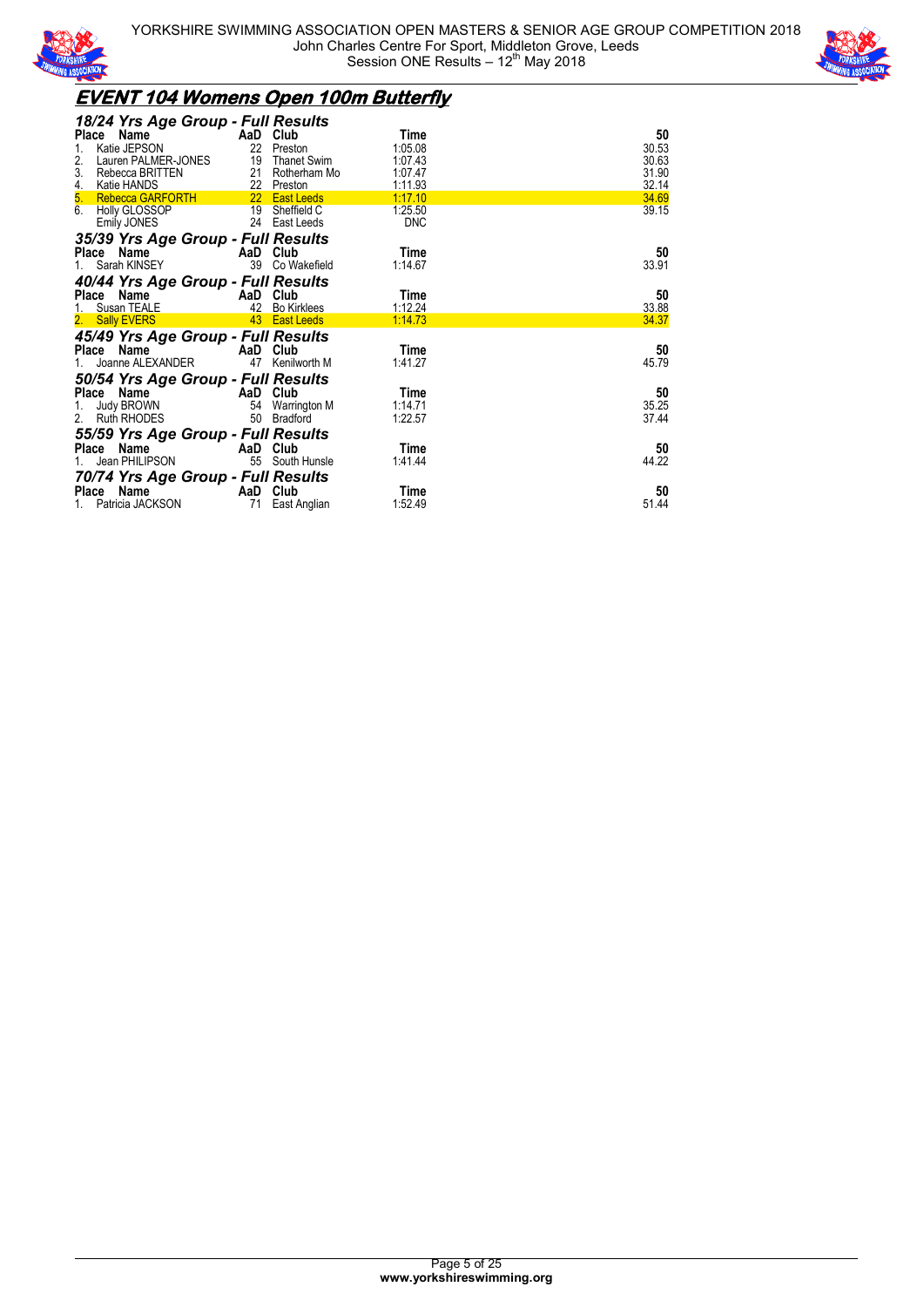# EVENT 104 Womens Open 100m Butterfly

## 18/24 Yrs Age Group - Full Results

| Place | Name | AaD | Club | Time | 50 |
|---|---|---|---|---|---|
| 1. | Katie JEPSON | 22 | Preston | 1:05.08 | 30.53 |
| 2. | Lauren PALMER-JONES | 19 | Thanet Swim | 1:07.43 | 30.63 |
| 3. | Rebecca BRITTEN | 21 | Rotherham Mo | 1:07.47 | 31.90 |
| 4. | Katie HANDS | 22 | Preston | 1:11.93 | 32.14 |
| 5. | Rebecca GARFORTH | 22 | East Leeds | 1:17.10 | 34.69 |
| 6. | Holly GLOSSOP | 19 | Sheffield C | 1:25.50 | 39.15 |
| | Emily JONES | 24 | East Leeds | DNC | |

## 35/39 Yrs Age Group - Full Results

| Place | Name | AaD | Club | Time | 50 |
|---|---|---|---|---|---|
| 1. | Sarah KINSEY | 39 | Co Wakefield | 1:14.67 | 33.91 |

## 40/44 Yrs Age Group - Full Results

| Place | Name | AaD | Club | Time | 50 |
|---|---|---|---|---|---|
| 1. | Susan TEALE | 42 | Bo Kirklees | 1:12.24 | 33.88 |
| 2. | Sally EVERS | 43 | East Leeds | 1:14.73 | 34.37 |

## 45/49 Yrs Age Group - Full Results

| Place | Name | AaD | Club | Time | 50 |
|---|---|---|---|---|---|
| 1. | Joanne ALEXANDER | 47 | Kenilworth M | 1:41.27 | 45.79 |

## 50/54 Yrs Age Group - Full Results

| Place | Name | AaD | Club | Time | 50 |
|---|---|---|---|---|---|
| 1. | Judy BROWN | 54 | Warrington M | 1:14.71 | 35.25 |
| 2. | Ruth RHODES | 50 | Bradford | 1:22.57 | 37.44 |

## 55/59 Yrs Age Group - Full Results

| Place | Name | AaD | Club | Time | 50 |
|---|---|---|---|---|---|
| 1. | Jean PHILIPSON | 55 | South Hunsle | 1:41.44 | 44.22 |

## 70/74 Yrs Age Group - Full Results

| Place | Name | AaD | Club | Time | 50 |
|---|---|---|---|---|---|
| 1. | Patricia JACKSON | 71 | East Anglian | 1:52.49 | 51.44 |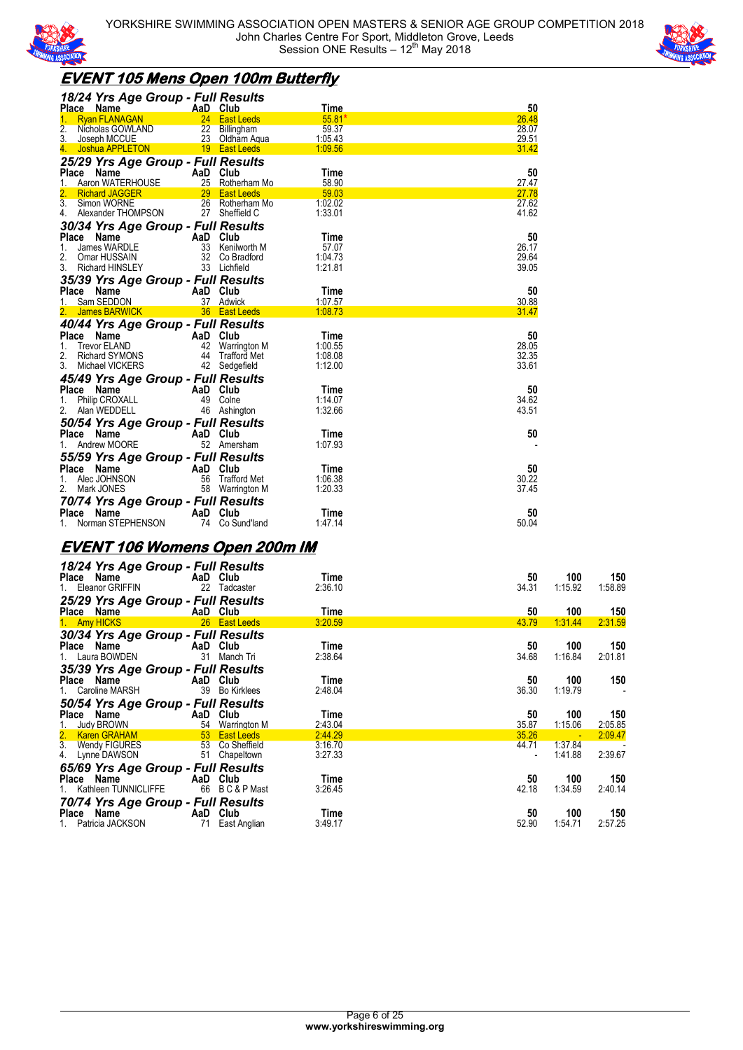# EVENT 105 Mens Open 100m Butterfly

### 18/24 Yrs Age Group - Full Results

| Place | Name | AaD | Club | Time | 50 |
|---|---|---|---|---|---|
| 1. | Ryan FLANAGAN | 24 | East Leeds | 55.81* | 26.48 |
| 2. | Nicholas GOWLAND | 22 | Billingham | 59.37 | 28.07 |
| 3. | Joseph MCCUE | 23 | Oldham Aqua | 1:05.43 | 29.51 |
| 4. | Joshua APPLETON | 19 | East Leeds | 1:09.56 | 31.42 |

### 25/29 Yrs Age Group - Full Results

| Place | Name | AaD | Club | Time | 50 |
|---|---|---|---|---|---|
| 1. | Aaron WATERHOUSE | 25 | Rotherham Mo | 58.90 | 27.47 |
| 2. | Richard JAGGER | 29 | East Leeds | 59.03 | 27.78 |
| 3. | Simon WORNE | 26 | Rotherham Mo | 1:02.02 | 27.62 |
| 4. | Alexander THOMPSON | 27 | Sheffield C | 1:33.01 | 41.62 |

### 30/34 Yrs Age Group - Full Results

| Place | Name | AaD | Club | Time | 50 |
|---|---|---|---|---|---|
| 1. | James WARDLE | 33 | Kenilworth M | 57.07 | 26.17 |
| 2. | Omar HUSSAIN | 32 | Co Bradford | 1:04.73 | 29.64 |
| 3. | Richard HINSLEY | 33 | Lichfield | 1:21.81 | 39.05 |

### 35/39 Yrs Age Group - Full Results

| Place | Name | AaD | Club | Time | 50 |
|---|---|---|---|---|---|
| 1. | Sam SEDDON | 37 | Adwick | 1:07.57 | 30.88 |
| 2. | James BARWICK | 36 | East Leeds | 1:08.73 | 31.47 |

### 40/44 Yrs Age Group - Full Results

| Place | Name | AaD | Club | Time | 50 |
|---|---|---|---|---|---|
| 1. | Trevor ELAND | 42 | Warrington M | 1:00.55 | 28.05 |
| 2. | Richard SYMONS | 44 | Trafford Met | 1:08.08 | 32.35 |
| 3. | Michael VICKERS | 42 | Sedgefield | 1:12.00 | 33.61 |

### 45/49 Yrs Age Group - Full Results

| Place | Name | AaD | Club | Time | 50 |
|---|---|---|---|---|---|
| 1. | Philip CROXALL | 49 | Colne | 1:14.07 | 34.62 |
| 2. | Alan WEDDELL | 46 | Ashington | 1:32.66 | 43.51 |

### 50/54 Yrs Age Group - Full Results

| Place | Name | AaD | Club | Time | 50 |
|---|---|---|---|---|---|
| 1. | Andrew MOORE | 52 | Amersham | 1:07.93 | - |

### 55/59 Yrs Age Group - Full Results

| Place | Name | AaD | Club | Time | 50 |
|---|---|---|---|---|---|
| 1. | Alec JOHNSON | 56 | Trafford Met | 1:06.38 | 30.22 |
| 2. | Mark JONES | 58 | Warrington M | 1:20.33 | 37.45 |

### 70/74 Yrs Age Group - Full Results

| Place | Name | AaD | Club | Time | 50 |
|---|---|---|---|---|---|
| 1. | Norman STEPHENSON | 74 | Co Sund'land | 1:47.14 | 50.04 |

# EVENT 106 Womens Open 200m IM

### 18/24 Yrs Age Group - Full Results

| Place | Name | AaD | Club | Time | 50 | 100 | 150 |
|---|---|---|---|---|---|---|---|
| 1. | Eleanor GRIFFIN | 22 | Tadcaster | 2:36.10 | 34.31 | 1:15.92 | 1:58.89 |

### 25/29 Yrs Age Group - Full Results

| Place | Name | AaD | Club | Time | 50 | 100 | 150 |
|---|---|---|---|---|---|---|---|
| 1. | Amy HICKS | 26 | East Leeds | 3:20.59 | 43.79 | 1:31.44 | 2:31.59 |

### 30/34 Yrs Age Group - Full Results

| Place | Name | AaD | Club | Time | 50 | 100 | 150 |
|---|---|---|---|---|---|---|---|
| 1. | Laura BOWDEN | 31 | Manch Tri | 2:38.64 | 34.68 | 1:16.84 | 2:01.81 |

### 35/39 Yrs Age Group - Full Results

| Place | Name | AaD | Club | Time | 50 | 100 | 150 |
|---|---|---|---|---|---|---|---|
| 1. | Caroline MARSH | 39 | Bo Kirklees | 2:48.04 | 36.30 | 1:19.79 | - |

### 50/54 Yrs Age Group - Full Results

| Place | Name | AaD | Club | Time | 50 | 100 | 150 |
|---|---|---|---|---|---|---|---|
| 1. | Judy BROWN | 54 | Warrington M | 2:43.04 | 35.87 | 1:15.06 | 2:05.85 |
| 2. | Karen GRAHAM | 53 | East Leeds | 2:44.29 | 35.26 | - | 2:09.47 |
| 3. | Wendy FIGURES | 53 | Co Sheffield | 3:16.70 | 44.71 | 1:37.84 | - |
| 4. | Lynne DAWSON | 51 | Chapeltown | 3:27.33 | - | 1:41.88 | 2:39.67 |

### 65/69 Yrs Age Group - Full Results

| Place | Name | AaD | Club | Time | 50 | 100 | 150 |
|---|---|---|---|---|---|---|---|
| 1. | Kathleen TUNNICLIFFE | 66 | B C & P Mast | 3:26.45 | 42.18 | 1:34.59 | 2:40.14 |

### 70/74 Yrs Age Group - Full Results

| Place | Name | AaD | Club | Time | 50 | 100 | 150 |
|---|---|---|---|---|---|---|---|
| 1. | Patricia JACKSON | 71 | East Anglian | 3:49.17 | 52.90 | 1:54.71 | 2:57.25 |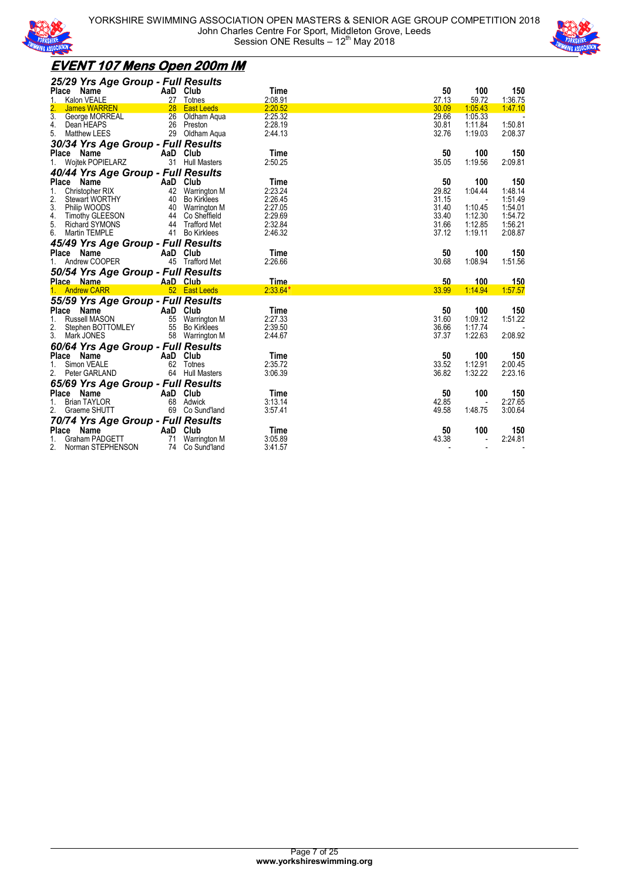# EVENT 107 Mens Open 200m IM

## 25/29 Yrs Age Group - Full Results

| Place | Name | AaD | Club | Time | 50 | 100 | 150 |
|---|---|---|---|---|---|---|---|
| 1. | Kalon VEALE | 27 | Totnes | 2:08.91 | 27.13 | 59.72 | 1:36.75 |
| 2. | James WARREN | 28 | East Leeds | 2:20.52 | 30.09 | 1:05.43 | 1:47.10 |
| 3. | George MORREAL | 26 | Oldham Aqua | 2:25.32 | 29.66 | 1:05.33 | - |
| 4. | Dean HEAPS | 26 | Preston | 2:28.19 | 30.81 | 1:11.84 | 1:50.81 |
| 5. | Matthew LEES | 29 | Oldham Aqua | 2:44.13 | 32.76 | 1:19.03 | 2:08.37 |

## 30/34 Yrs Age Group - Full Results

| Place | Name | AaD | Club | Time | 50 | 100 | 150 |
|---|---|---|---|---|---|---|---|
| 1. | Wojtek POPIELARZ | 31 | Hull Masters | 2:50.25 | 35.05 | 1:19.56 | 2:09.81 |

## 40/44 Yrs Age Group - Full Results

| Place | Name | AaD | Club | Time | 50 | 100 | 150 |
|---|---|---|---|---|---|---|---|
| 1. | Christopher RIX | 42 | Warrington M | 2:23.24 | 29.82 | 1:04.44 | 1:48.14 |
| 2. | Stewart WORTHY | 40 | Bo Kirklees | 2:26.45 | 31.15 | - | 1:51.49 |
| 3. | Philip WOODS | 40 | Warrington M | 2:27.05 | 31.40 | 1:10.45 | 1:54.01 |
| 4. | Timothy GLEESON | 44 | Co Sheffield | 2:29.69 | 33.40 | 1:12.30 | 1:54.72 |
| 5. | Richard SYMONS | 44 | Trafford Met | 2:32.84 | 31.66 | 1:12.85 | 1:56.21 |
| 6. | Martin TEMPLE | 41 | Bo Kirklees | 2:46.32 | 37.12 | 1:19.11 | 2:08.87 |

## 45/49 Yrs Age Group - Full Results

| Place | Name | AaD | Club | Time | 50 | 100 | 150 |
|---|---|---|---|---|---|---|---|
| 1. | Andrew COOPER | 45 | Trafford Met | 2:26.66 | 30.68 | 1:08.94 | 1:51.56 |

## 50/54 Yrs Age Group - Full Results

| Place | Name | AaD | Club | Time | 50 | 100 | 150 |
|---|---|---|---|---|---|---|---|
| 1. | Andrew CARR | 52 | East Leeds | 2:33.64* | 33.99 | 1:14.94 | 1:57.57 |

## 55/59 Yrs Age Group - Full Results

| Place | Name | AaD | Club | Time | 50 | 100 | 150 |
|---|---|---|---|---|---|---|---|
| 1. | Russell MASON | 55 | Warrington M | 2:27.33 | 31.60 | 1:09.12 | 1:51.22 |
| 2. | Stephen BOTTOMLEY | 55 | Bo Kirklees | 2:39.50 | 36.66 | 1:17.74 | - |
| 3. | Mark JONES | 58 | Warrington M | 2:44.67 | 37.37 | 1:22.63 | 2:08.92 |

## 60/64 Yrs Age Group - Full Results

| Place | Name | AaD | Club | Time | 50 | 100 | 150 |
|---|---|---|---|---|---|---|---|
| 1. | Simon VEALE | 62 | Totnes | 2:35.72 | 33.52 | 1:12.91 | 2:00.45 |
| 2. | Peter GARLAND | 64 | Hull Masters | 3:06.39 | 36.82 | 1:32.22 | 2:23.16 |

## 65/69 Yrs Age Group - Full Results

| Place | Name | AaD | Club | Time | 50 | 100 | 150 |
|---|---|---|---|---|---|---|---|
| 1. | Brian TAYLOR | 68 | Adwick | 3:13.14 | 42.85 | - | 2:27.65 |
| 2. | Graeme SHUTT | 69 | Co Sund'land | 3:57.41 | 49.58 | 1:48.75 | 3:00.64 |

## 70/74 Yrs Age Group - Full Results

| Place | Name | AaD | Club | Time | 50 | 100 | 150 |
|---|---|---|---|---|---|---|---|
| 1. | Graham PADGETT | 71 | Warrington M | 3:05.89 | 43.38 | - | 2:24.81 |
| 2. | Norman STEPHENSON | 74 | Co Sund'land | 3:41.57 | - | - | - |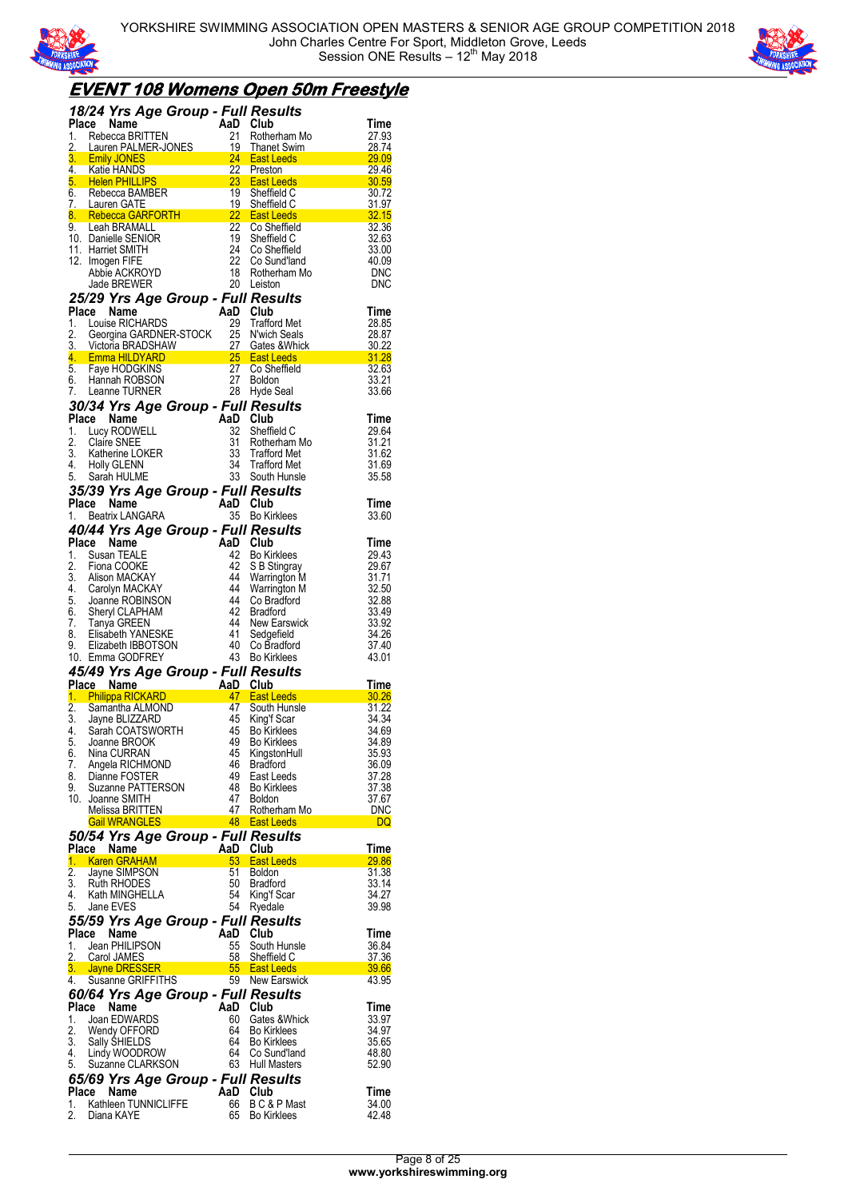# EVENT 108 Womens Open 50m Freestyle

## 18/24 Yrs Age Group - Full Results

| Place | Name | AaD | Club | Time |
|---|---|---|---|---|
| 1. | Rebecca BRITTEN | 21 | Rotherham Mo | 27.93 |
| 2. | Lauren PALMER-JONES | 19 | Thanet Swim | 28.74 |
| 3. | Emily JONES | 24 | East Leeds | 29.09 |
| 4. | Katie HANDS | 22 | Preston | 29.46 |
| 5. | Helen PHILLIPS | 23 | East Leeds | 30.59 |
| 6. | Rebecca BAMBER | 19 | Sheffield C | 30.72 |
| 7. | Lauren GATE | 19 | Sheffield C | 31.97 |
| 8. | Rebecca GARFORTH | 22 | East Leeds | 32.15 |
| 9. | Leah BRAMALL | 22 | Co Sheffield | 32.36 |
| 10. | Danielle SENIOR | 19 | Sheffield C | 32.63 |
| 11. | Harriet SMITH | 24 | Co Sheffield | 33.00 |
| 12. | Imogen FIFE | 22 | Co Sund'land | 40.09 |
| | Abbie ACKROYD | 18 | Rotherham Mo | DNC |
| | Jade BREWER | 20 | Leiston | DNC |

## 25/29 Yrs Age Group - Full Results

| Place | Name | AaD | Club | Time |
|---|---|---|---|---|
| 1. | Louise RICHARDS | 29 | Trafford Met | 28.85 |
| 2. | Georgina GARDNER-STOCK | 25 | N'wich Seals | 28.87 |
| 3. | Victoria BRADSHAW | 27 | Gates &Whick | 30.22 |
| 4. | Emma HILDYARD | 25 | East Leeds | 31.28 |
| 5. | Faye HODGKINS | 27 | Co Sheffield | 32.63 |
| 6. | Hannah ROBSON | 27 | Boldon | 33.21 |
| 7. | Leanne TURNER | 28 | Hyde Seal | 33.66 |

## 30/34 Yrs Age Group - Full Results

| Place | Name | AaD | Club | Time |
|---|---|---|---|---|
| 1. | Lucy RODWELL | 32 | Sheffield C | 29.64 |
| 2. | Claire SNEE | 31 | Rotherham Mo | 31.21 |
| 3. | Katherine LOKER | 33 | Trafford Met | 31.62 |
| 4. | Holly GLENN | 34 | Trafford Met | 31.69 |
| 5. | Sarah HULME | 33 | South Hunsle | 35.58 |

## 35/39 Yrs Age Group - Full Results

| Place | Name | AaD | Club | Time |
|---|---|---|---|---|
| 1. | Beatrix LANGARA | 35 | Bo Kirklees | 33.60 |

## 40/44 Yrs Age Group - Full Results

| Place | Name | AaD | Club | Time |
|---|---|---|---|---|
| 1. | Susan TEALE | 42 | Bo Kirklees | 29.43 |
| 2. | Fiona COOKE | 42 | S B Stingray | 29.67 |
| 3. | Alison MACKAY | 44 | Warrington M | 31.71 |
| 4. | Carolyn MACKAY | 44 | Warrington M | 32.50 |
| 5. | Joanne ROBINSON | 44 | Co Bradford | 32.88 |
| 6. | Sheryl CLAPHAM | 42 | Bradford | 33.49 |
| 7. | Tanya GREEN | 44 | New Earswick | 33.92 |
| 8. | Elisabeth YANESKE | 41 | Sedgefield | 34.26 |
| 9. | Elizabeth IBBOTSON | 40 | Co Bradford | 37.40 |
| 10. | Emma GODFREY | 43 | Bo Kirklees | 43.01 |

## 45/49 Yrs Age Group - Full Results

| Place | Name | AaD | Club | Time |
|---|---|---|---|---|
| 1. | Philippa RICKARD | 47 | East Leeds | 30.26 |
| 2. | Samantha ALMOND | 47 | South Hunsle | 31.22 |
| 3. | Jayne BLIZZARD | 45 | King'f Scar | 34.34 |
| 4. | Sarah COATSWORTH | 45 | Bo Kirklees | 34.69 |
| 5. | Joanne BROOK | 49 | Bo Kirklees | 34.89 |
| 6. | Nina CURRAN | 45 | KingstonHull | 35.93 |
| 7. | Angela RICHMOND | 46 | Bradford | 36.09 |
| 8. | Dianne FOSTER | 49 | East Leeds | 37.28 |
| 9. | Suzanne PATTERSON | 48 | Bo Kirklees | 37.38 |
| 10. | Joanne SMITH | 47 | Boldon | 37.67 |
| | Melissa BRITTEN | 47 | Rotherham Mo | DNC |
| | Gail WRANGLES | 48 | East Leeds | DQ |

## 50/54 Yrs Age Group - Full Results

| Place | Name | AaD | Club | Time |
|---|---|---|---|---|
| 1. | Karen GRAHAM | 53 | East Leeds | 29.86 |
| 2. | Jayne SIMPSON | 51 | Boldon | 31.38 |
| 3. | Ruth RHODES | 50 | Bradford | 33.14 |
| 4. | Kath MINGHELLA | 54 | King'f Scar | 34.27 |
| 5. | Jane EVES | 54 | Ryedale | 39.98 |

## 55/59 Yrs Age Group - Full Results

| Place | Name | AaD | Club | Time |
|---|---|---|---|---|
| 1. | Jean PHILIPSON | 55 | South Hunsle | 36.84 |
| 2. | Carol JAMES | 58 | Sheffield C | 37.36 |
| 3. | Jayne DRESSER | 55 | East Leeds | 39.66 |
| 4. | Susanne GRIFFITHS | 59 | New Earswick | 43.95 |

## 60/64 Yrs Age Group - Full Results

| Place | Name | AaD | Club | Time |
|---|---|---|---|---|
| 1. | Joan EDWARDS | 60 | Gates &Whick | 33.97 |
| 2. | Wendy OFFORD | 64 | Bo Kirklees | 34.97 |
| 3. | Sally SHIELDS | 64 | Bo Kirklees | 35.65 |
| 4. | Lindy WOODROW | 64 | Co Sund'land | 48.80 |
| 5. | Suzanne CLARKSON | 63 | Hull Masters | 52.90 |

## 65/69 Yrs Age Group - Full Results

| Place | Name | AaD | Club | Time |
|---|---|---|---|---|
| 1. | Kathleen TUNNICLIFFE | 66 | B C & P Mast | 34.00 |
| 2. | Diana KAYE | 65 | Bo Kirklees | 42.48 |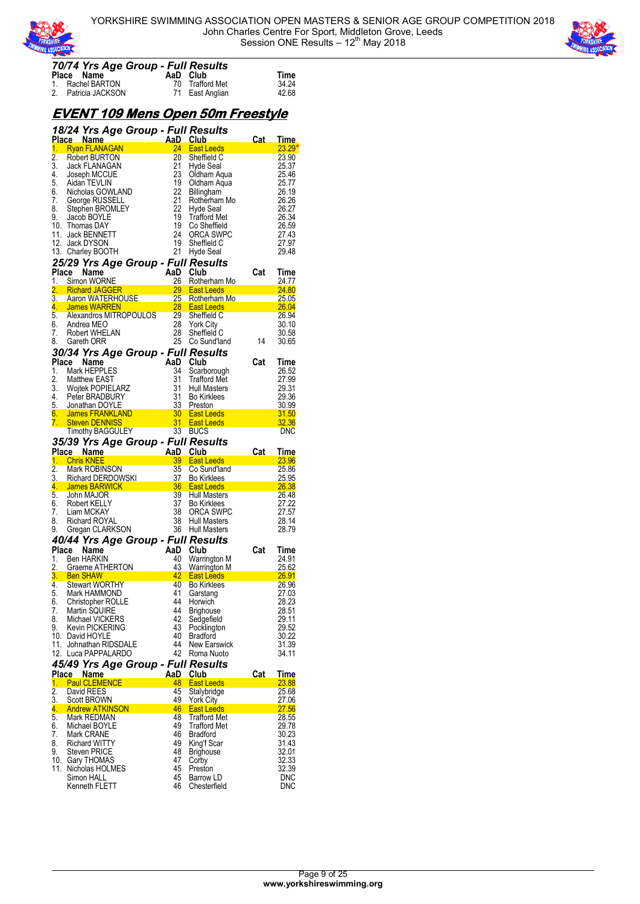### 70/74 Yrs Age Group - Full Results

| Place | Name | AaD | Club | Time |
|---|---|---|---|---|
| 1. | Rachel BARTON | 70 | Trafford Met | 34.24 |
| 2. | Patricia JACKSON | 71 | East Anglian | 42.68 |

## EVENT 109 Mens Open 50m Freestyle

### 18/24 Yrs Age Group - Full Results

| Place | Name | AaD | Club | Cat | Time |
|---|---|---|---|---|---|
| 1. | Ryan FLANAGAN | 24 | East Leeds | | 23.29* |
| 2. | Robert BURTON | 20 | Sheffield C | | 23.90 |
| 3. | Jack FLANAGAN | 21 | Hyde Seal | | 25.37 |
| 4. | Joseph MCCUE | 23 | Oldham Aqua | | 25.46 |
| 5. | Aidan TEVLIN | 19 | Oldham Aqua | | 25.77 |
| 6. | Nicholas GOWLAND | 22 | Billingham | | 26.19 |
| 7. | George RUSSELL | 21 | Rotherham Mo | | 26.26 |
| 8. | Stephen BROMLEY | 22 | Hyde Seal | | 26.27 |
| 9. | Jacob BOYLE | 19 | Trafford Met | | 26.34 |
| 10. | Thomas DAY | 19 | Co Sheffield | | 26.59 |
| 11. | Jack BENNETT | 24 | ORCA SWPC | | 27.43 |
| 12. | Jack DYSON | 19 | Sheffield C | | 27.97 |
| 13. | Charley BOOTH | 21 | Hyde Seal | | 29.48 |

### 25/29 Yrs Age Group - Full Results

| Place | Name | AaD | Club | Cat | Time |
|---|---|---|---|---|---|
| 1. | Simon WORNE | 26 | Rotherham Mo | | 24.77 |
| 2. | Richard JAGGER | 29 | East Leeds | | 24.80 |
| 3. | Aaron WATERHOUSE | 25 | Rotherham Mo | | 25.05 |
| 4. | James WARREN | 28 | East Leeds | | 26.04 |
| 5. | Alexandros MITROPOULOS | 29 | Sheffield C | | 26.94 |
| 6. | Andrea MEO | 28 | York City | | 30.10 |
| 7. | Robert WHELAN | 28 | Sheffield C | | 30.58 |
| 8. | Gareth ORR | 25 | Co Sund'land | 14 | 30.65 |

### 30/34 Yrs Age Group - Full Results

| Place | Name | AaD | Club | Cat | Time |
|---|---|---|---|---|---|
| 1. | Mark HEPPLES | 34 | Scarborough | | 26.52 |
| 2. | Matthew EAST | 31 | Trafford Met | | 27.99 |
| 3. | Wojtek POPIELARZ | 31 | Hull Masters | | 29.31 |
| 4. | Peter BRADBURY | 31 | Bo Kirklees | | 29.36 |
| 5. | Jonathan DOYLE | 33 | Preston | | 30.99 |
| 6. | James FRANKLAND | 30 | East Leeds | | 31.50 |
| 7. | Steven DENNISS | 31 | East Leeds | | 32.36 |
| | Timothy BAGGULEY | 33 | BUCS | | DNC |

### 35/39 Yrs Age Group - Full Results

| Place | Name | AaD | Club | Cat | Time |
|---|---|---|---|---|---|
| 1. | Chris KNEE | 39 | East Leeds | | 23.96 |
| 2. | Mark ROBINSON | 35 | Co Sund'land | | 25.86 |
| 3. | Richard DERDOWSKI | 37 | Bo Kirklees | | 25.95 |
| 4. | James BARWICK | 36 | East Leeds | | 26.38 |
| 5. | John MAJOR | 39 | Hull Masters | | 26.48 |
| 6. | Robert KELLY | 37 | Bo Kirklees | | 27.22 |
| 7. | Liam MCKAY | 38 | ORCA SWPC | | 27.57 |
| 8. | Richard ROYAL | 38 | Hull Masters | | 28.14 |
| 9. | Gregan CLARKSON | 36 | Hull Masters | | 28.79 |

### 40/44 Yrs Age Group - Full Results

| Place | Name | AaD | Club | Cat | Time |
|---|---|---|---|---|---|
| 1. | Ben HARKIN | 40 | Warrington M | | 24.91 |
| 2. | Graeme ATHERTON | 43 | Warrington M | | 25.62 |
| 3. | Ben SHAW | 42 | East Leeds | | 26.91 |
| 4. | Stewart WORTHY | 40 | Bo Kirklees | | 26.96 |
| 5. | Mark HAMMOND | 41 | Garstang | | 27.03 |
| 6. | Christopher ROLLE | 44 | Horwich | | 28.23 |
| 7. | Martin SQUIRE | 44 | Brighouse | | 28.51 |
| 8. | Michael VICKERS | 42 | Sedgefield | | 29.11 |
| 9. | Kevin PICKERING | 43 | Pocklington | | 29.52 |
| 10. | David HOYLE | 40 | Bradford | | 30.22 |
| 11. | Johnathan RIDSDALE | 44 | New Earswick | | 31.39 |
| 12. | Luca PAPPALARDO | 42 | Roma Nuoto | | 34.11 |

### 45/49 Yrs Age Group - Full Results

| Place | Name | AaD | Club | Cat | Time |
|---|---|---|---|---|---|
| 1. | Paul CLEMENCE | 48 | East Leeds | | 23.88 |
| 2. | David REES | 45 | Stalybridge | | 25.68 |
| 3. | Scott BROWN | 49 | York City | | 27.06 |
| 4. | Andrew ATKINSON | 46 | East Leeds | | 27.56 |
| 5. | Mark REDMAN | 48 | Trafford Met | | 28.55 |
| 6. | Michael BOYLE | 49 | Trafford Met | | 29.78 |
| 7. | Mark CRANE | 46 | Bradford | | 30.23 |
| 8. | Richard WITTY | 49 | King'f Scar | | 31.43 |
| 9. | Steven PRICE | 48 | Brighouse | | 32.01 |
| 10. | Gary THOMAS | 47 | Corby | | 32.33 |
| 11. | Nicholas HOLMES | 45 | Preston | | 32.39 |
| | Simon HALL | 45 | Barrow LD | | DNC |
| | Kenneth FLETT | 46 | Chesterfield | | DNC |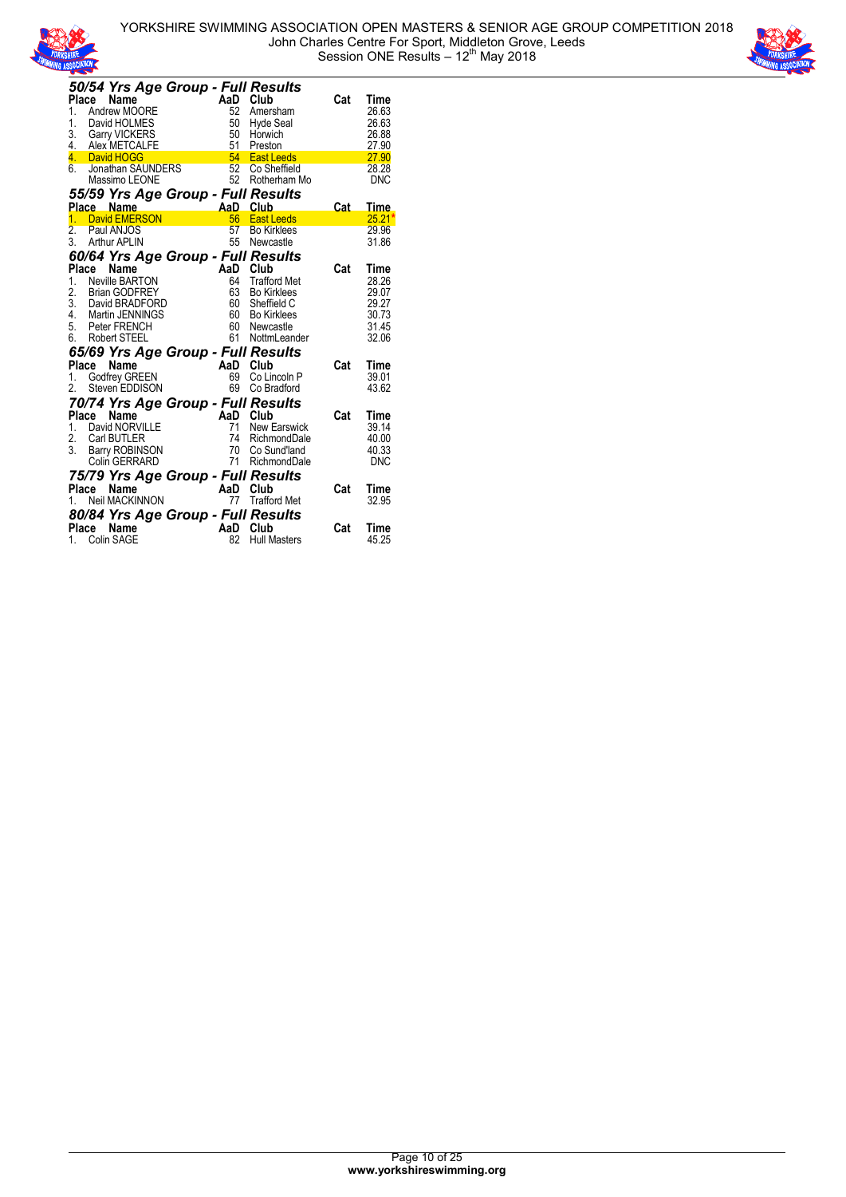### 50/54 Yrs Age Group - Full Results

| Place | Name | AaD | Club | Cat | Time |
|---|---|---|---|---|---|
| 1. | Andrew MOORE | 52 | Amersham | | 26.63 |
| 1. | David HOLMES | 50 | Hyde Seal | | 26.63 |
| 3. | Garry VICKERS | 50 | Horwich | | 26.88 |
| 4. | Alex METCALFE | 51 | Preston | | 27.90 |
| 4. | David HOGG | 54 | East Leeds | | 27.90 |
| 6. | Jonathan SAUNDERS | 52 | Co Sheffield | | 28.28 |
| | Massimo LEONE | 52 | Rotherham Mo | | DNC |

### 55/59 Yrs Age Group - Full Results

| Place | Name | AaD | Club | Cat | Time |
|---|---|---|---|---|---|
| 1. | David EMERSON | 56 | East Leeds | | 25.21* |
| 2. | Paul ANJOS | 57 | Bo Kirklees | | 29.96 |
| 3. | Arthur APLIN | 55 | Newcastle | | 31.86 |

### 60/64 Yrs Age Group - Full Results

| Place | Name | AaD | Club | Cat | Time |
|---|---|---|---|---|---|
| 1. | Neville BARTON | 64 | Trafford Met | | 28.26 |
| 2. | Brian GODFREY | 63 | Bo Kirklees | | 29.07 |
| 3. | David BRADFORD | 60 | Sheffield C | | 29.27 |
| 4. | Martin JENNINGS | 60 | Bo Kirklees | | 30.73 |
| 5. | Peter FRENCH | 60 | Newcastle | | 31.45 |
| 6. | Robert STEEL | 61 | NottmLeander | | 32.06 |

### 65/69 Yrs Age Group - Full Results

| Place | Name | AaD | Club | Cat | Time |
|---|---|---|---|---|---|
| 1. | Godfrey GREEN | 69 | Co Lincoln P | | 39.01 |
| 2. | Steven EDDISON | 69 | Co Bradford | | 43.62 |

### 70/74 Yrs Age Group - Full Results

| Place | Name | AaD | Club | Cat | Time |
|---|---|---|---|---|---|
| 1. | David NORVILLE | 71 | New Earswick | | 39.14 |
| 2. | Carl BUTLER | 74 | RichmondDale | | 40.00 |
| 3. | Barry ROBINSON | 70 | Co Sund'land | | 40.33 |
| | Colin GERRARD | 71 | RichmondDale | | DNC |

### 75/79 Yrs Age Group - Full Results

| Place | Name | AaD | Club | Cat | Time |
|---|---|---|---|---|---|
| 1. | Neil MACKINNON | 77 | Trafford Met | | 32.95 |

### 80/84 Yrs Age Group - Full Results

| Place | Name | AaD | Club | Cat | Time |
|---|---|---|---|---|---|
| 1. | Colin SAGE | 82 | Hull Masters | | 45.25 |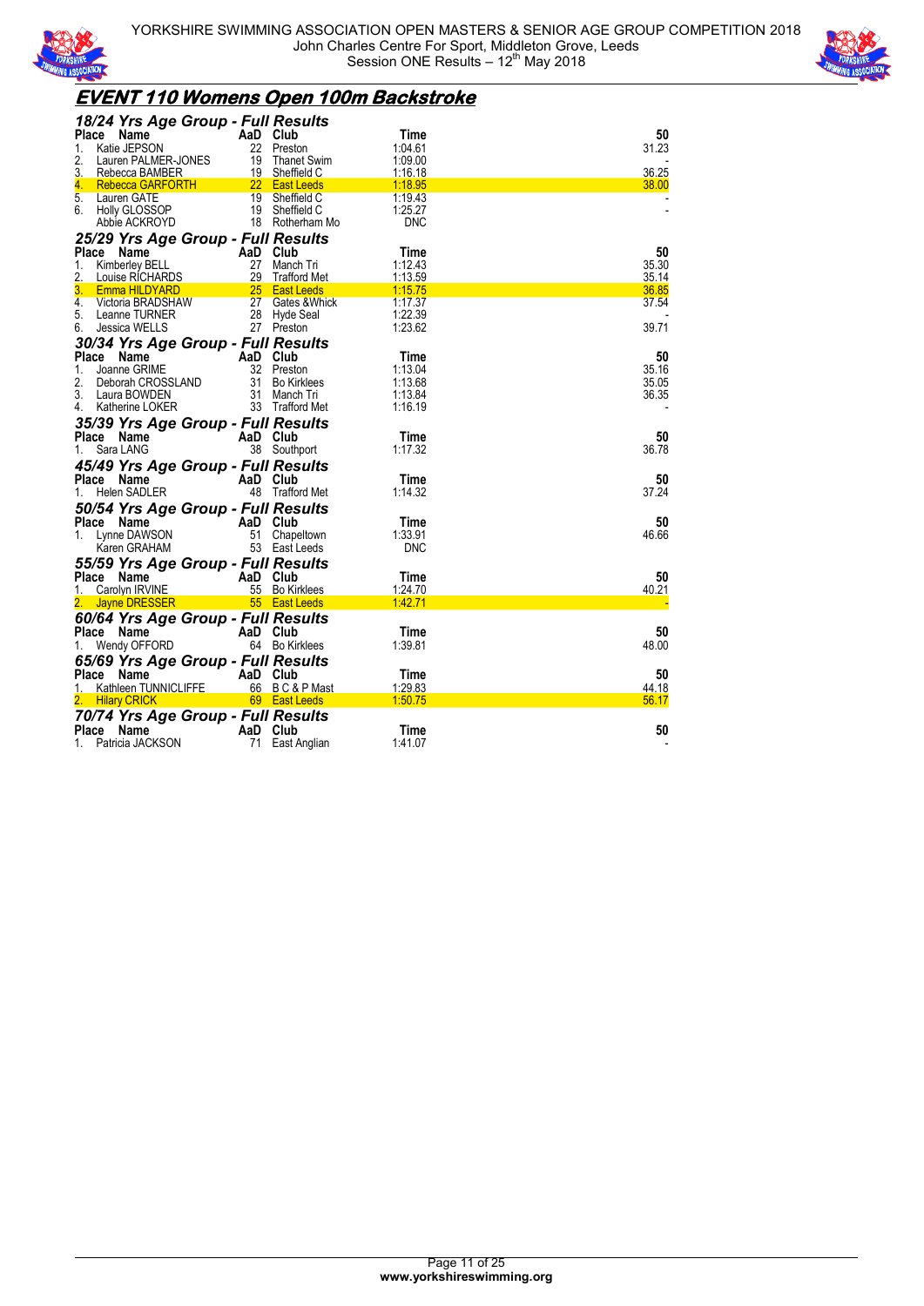# EVENT 110 Womens Open 100m Backstroke

### 18/24 Yrs Age Group - Full Results

| Place | Name | AaD | Club | Time | 50 |
|---|---|---|---|---|---|
| 1. | Katie JEPSON | 22 | Preston | 1:04.61 | 31.23 |
| 2. | Lauren PALMER-JONES | 19 | Thanet Swim | 1:09.00 | - |
| 3. | Rebecca BAMBER | 19 | Sheffield C | 1:16.18 | 36.25 |
| 4. | Rebecca GARFORTH | 22 | East Leeds | 1:18.95 | 38.00 |
| 5. | Lauren GATE | 19 | Sheffield C | 1:19.43 | - |
| 6. | Holly GLOSSOP | 19 | Sheffield C | 1:25.27 | - |
| | Abbie ACKROYD | 18 | Rotherham Mo | DNC | |

### 25/29 Yrs Age Group - Full Results

| Place | Name | AaD | Club | Time | 50 |
|---|---|---|---|---|---|
| 1. | Kimberley BELL | 27 | Manch Tri | 1:12.43 | 35.30 |
| 2. | Louise RICHARDS | 29 | Trafford Met | 1:13.59 | 35.14 |
| 3. | Emma HILDYARD | 25 | East Leeds | 1:15.75 | 36.85 |
| 4. | Victoria BRADSHAW | 27 | Gates &Whick | 1:17.37 | 37.54 |
| 5. | Leanne TURNER | 28 | Hyde Seal | 1:22.39 | - |
| 6. | Jessica WELLS | 27 | Preston | 1:23.62 | 39.71 |

### 30/34 Yrs Age Group - Full Results

| Place | Name | AaD | Club | Time | 50 |
|---|---|---|---|---|---|
| 1. | Joanne GRIME | 32 | Preston | 1:13.04 | 35.16 |
| 2. | Deborah CROSSLAND | 31 | Bo Kirklees | 1:13.68 | 35.05 |
| 3. | Laura BOWDEN | 31 | Manch Tri | 1:13.84 | 36.35 |
| 4. | Katherine LOKER | 33 | Trafford Met | 1:16.19 | - |

### 35/39 Yrs Age Group - Full Results

| Place | Name | AaD | Club | Time | 50 |
|---|---|---|---|---|---|
| 1. | Sara LANG | 38 | Southport | 1:17.32 | 36.78 |

### 45/49 Yrs Age Group - Full Results

| Place | Name | AaD | Club | Time | 50 |
|---|---|---|---|---|---|
| 1. | Helen SADLER | 48 | Trafford Met | 1:14.32 | 37.24 |

### 50/54 Yrs Age Group - Full Results

| Place | Name | AaD | Club | Time | 50 |
|---|---|---|---|---|---|
| 1. | Lynne DAWSON | 51 | Chapeltown | 1:33.91 | 46.66 |
| | Karen GRAHAM | 53 | East Leeds | DNC | |

### 55/59 Yrs Age Group - Full Results

| Place | Name | AaD | Club | Time | 50 |
|---|---|---|---|---|---|
| 1. | Carolyn IRVINE | 55 | Bo Kirklees | 1:24.70 | 40.21 |
| 2. | Jayne DRESSER | 55 | East Leeds | 1:42.71 | - |

### 60/64 Yrs Age Group - Full Results

| Place | Name | AaD | Club | Time | 50 |
|---|---|---|---|---|---|
| 1. | Wendy OFFORD | 64 | Bo Kirklees | 1:39.81 | 48.00 |

### 65/69 Yrs Age Group - Full Results

| Place | Name | AaD | Club | Time | 50 |
|---|---|---|---|---|---|
| 1. | Kathleen TUNNICLIFFE | 66 | B C & P Mast | 1:29.83 | 44.18 |
| 2. | Hilary CRICK | 69 | East Leeds | 1:50.75 | 56.17 |

### 70/74 Yrs Age Group - Full Results

| Place | Name | AaD | Club | Time | 50 |
|---|---|---|---|---|---|
| 1. | Patricia JACKSON | 71 | East Anglian | 1:41.07 | - |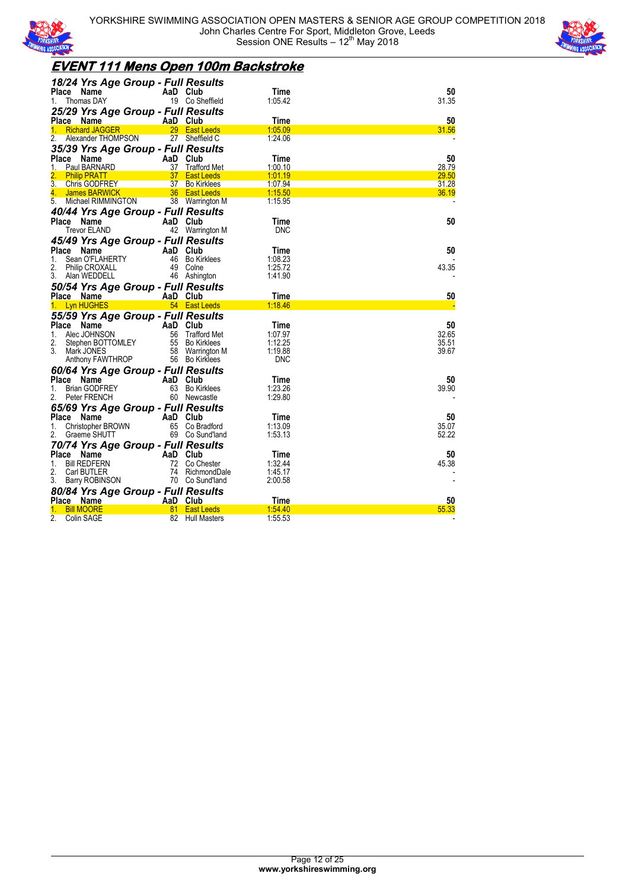## EVENT 111 Mens Open 100m Backstroke

### 18/24 Yrs Age Group - Full Results

| Place | Name | AaD | Club | Time | 50 |
|---|---|---|---|---|---|
| 1. | Thomas DAY | 19 | Co Sheffield | 1:05.42 | 31.35 |

### 25/29 Yrs Age Group - Full Results

| Place | Name | AaD | Club | Time | 50 |
|---|---|---|---|---|---|
| 1. | Richard JAGGER | 29 | East Leeds | 1:05.09 | 31.56 |
| 2. | Alexander THOMPSON | 27 | Sheffield C | 1:24.06 | - |

### 35/39 Yrs Age Group - Full Results

| Place | Name | AaD | Club | Time | 50 |
|---|---|---|---|---|---|
| 1. | Paul BARNARD | 37 | Trafford Met | 1:00.10 | 28.79 |
| 2. | Philip PRATT | 37 | East Leeds | 1:01.19 | 29.50 |
| 3. | Chris GODFREY | 37 | Bo Kirklees | 1:07.94 | 31.28 |
| 4. | James BARWICK | 36 | East Leeds | 1:15.50 | 36.19 |
| 5. | Michael RIMMINGTON | 38 | Warrington M | 1:15.95 | - |

### 40/44 Yrs Age Group - Full Results

| Place | Name | AaD | Club | Time | 50 |
|---|---|---|---|---|---|
| | Trevor ELAND | 42 | Warrington M | DNC | |

### 45/49 Yrs Age Group - Full Results

| Place | Name | AaD | Club | Time | 50 |
|---|---|---|---|---|---|
| 1. | Sean O'FLAHERTY | 46 | Bo Kirklees | 1:08.23 | - |
| 2. | Philip CROXALL | 49 | Colne | 1:25.72 | 43.35 |
| 3. | Alan WEDDELL | 46 | Ashington | 1:41.90 | - |

### 50/54 Yrs Age Group - Full Results

| Place | Name | AaD | Club | Time | 50 |
|---|---|---|---|---|---|
| 1. | Lyn HUGHES | 54 | East Leeds | 1:18.46 | - |

### 55/59 Yrs Age Group - Full Results

| Place | Name | AaD | Club | Time | 50 |
|---|---|---|---|---|---|
| 1. | Alec JOHNSON | 56 | Trafford Met | 1:07.97 | 32.65 |
| 2. | Stephen BOTTOMLEY | 55 | Bo Kirklees | 1:12.25 | 35.51 |
| 3. | Mark JONES | 58 | Warrington M | 1:19.88 | 39.67 |
| | Anthony FAWTHROP | 56 | Bo Kirklees | DNC | |

### 60/64 Yrs Age Group - Full Results

| Place | Name | AaD | Club | Time | 50 |
|---|---|---|---|---|---|
| 1. | Brian GODFREY | 63 | Bo Kirklees | 1:23.26 | 39.90 |
| 2. | Peter FRENCH | 60 | Newcastle | 1:29.80 | - |

### 65/69 Yrs Age Group - Full Results

| Place | Name | AaD | Club | Time | 50 |
|---|---|---|---|---|---|
| 1. | Christopher BROWN | 65 | Co Bradford | 1:13.09 | 35.07 |
| 2. | Graeme SHUTT | 69 | Co Sund'land | 1:53.13 | 52.22 |

### 70/74 Yrs Age Group - Full Results

| Place | Name | AaD | Club | Time | 50 |
|---|---|---|---|---|---|
| 1. | Bill REDFERN | 72 | Co Chester | 1:32.44 | 45.38 |
| 2. | Carl BUTLER | 74 | RichmondDale | 1:45.17 | - |
| 3. | Barry ROBINSON | 70 | Co Sund'land | 2:00.58 | - |

### 80/84 Yrs Age Group - Full Results

| Place | Name | AaD | Club | Time | 50 |
|---|---|---|---|---|---|
| 1. | Bill MOORE | 81 | East Leeds | 1:54.40 | 55.33 |
| 2. | Colin SAGE | 82 | Hull Masters | 1:55.53 | - |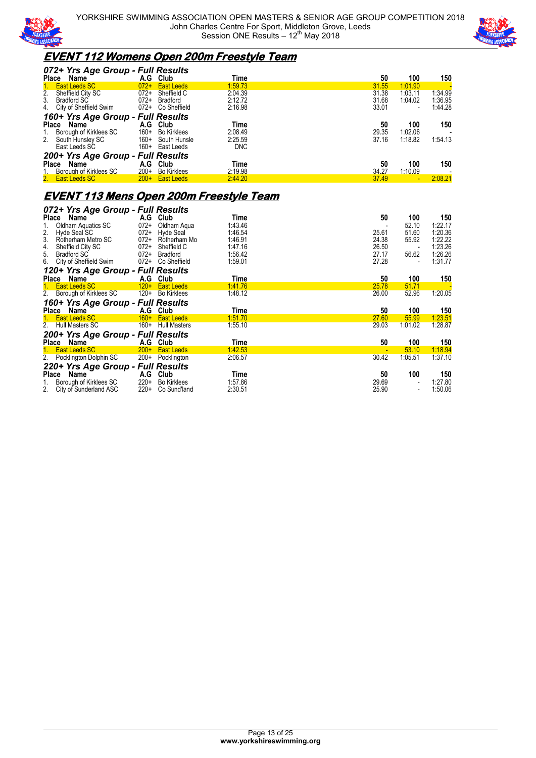## EVENT 112 Womens Open 200m Freestyle Team

### 072+ Yrs Age Group - Full Results

| Place | Name | A.G | Club | Time | 50 | 100 | 150 |
|---|---|---|---|---|---|---|---|
| 1. | East Leeds SC | 072+ | East Leeds | 1:59.73 | 31.55 | 1:01.90 | - |
| 2. | Sheffield City SC | 072+ | Sheffield C | 2:04.39 | 31.38 | 1:03.11 | 1:34.99 |
| 3. | Bradford SC | 072+ | Bradford | 2:12.72 | 31.68 | 1:04.02 | 1:36.95 |
| 4. | City of Sheffield Swim | 072+ | Co Sheffield | 2:16.98 | 33.01 | - | 1:44.28 |

### 160+ Yrs Age Group - Full Results

| Place | Name | A.G | Club | Time | 50 | 100 | 150 |
|---|---|---|---|---|---|---|---|
| 1. | Borough of Kirklees SC | 160+ | Bo Kirklees | 2:08.49 | 29.35 | 1:02.06 | - |
| 2. | South Hunsley SC | 160+ | South Hunsle | 2:25.59 | 37.16 | 1:18.82 | 1:54.13 |
| | East Leeds SC | 160+ | East Leeds | DNC | | | |

### 200+ Yrs Age Group - Full Results

| Place | Name | A.G | Club | Time | 50 | 100 | 150 |
|---|---|---|---|---|---|---|---|
| 1. | Borough of Kirklees SC | 200+ | Bo Kirklees | 2:19.98 | 34.27 | 1:10.09 | - |
| 2. | East Leeds SC | 200+ | East Leeds | 2:44.20 | 37.49 | - | 2:08.21 |

## EVENT 113 Mens Open 200m Freestyle Team

### 072+ Yrs Age Group - Full Results

| Place | Name | A.G | Club | Time | 50 | 100 | 150 |
|---|---|---|---|---|---|---|---|
| 1. | Oldham Aquatics SC | 072+ | Oldham Aqua | 1:43.46 | - | 52.10 | 1:22.17 |
| 2. | Hyde Seal SC | 072+ | Hyde Seal | 1:46.54 | 25.61 | 51.60 | 1:20.36 |
| 3. | Rotherham Metro SC | 072+ | Rotherham Mo | 1:46.91 | 24.38 | 55.92 | 1:22.22 |
| 4. | Sheffield City SC | 072+ | Sheffield C | 1:47.16 | 26.50 | - | 1:23.26 |
| 5. | Bradford SC | 072+ | Bradford | 1:56.42 | 27.17 | 56.62 | 1:26.26 |
| 6. | City of Sheffield Swim | 072+ | Co Sheffield | 1:59.01 | 27.28 | - | 1:31.77 |

### 120+ Yrs Age Group - Full Results

| Place | Name | A.G | Club | Time | 50 | 100 | 150 |
|---|---|---|---|---|---|---|---|
| 1. | East Leeds SC | 120+ | East Leeds | 1:41.76 | 25.78 | 51.71 | - |
| 2. | Borough of Kirklees SC | 120+ | Bo Kirklees | 1:48.12 | 26.00 | 52.96 | 1:20.05 |

### 160+ Yrs Age Group - Full Results

| Place | Name | A.G | Club | Time | 50 | 100 | 150 |
|---|---|---|---|---|---|---|---|
| 1. | East Leeds SC | 160+ | East Leeds | 1:51.70 | 27.60 | 55.99 | 1:23.51 |
| 2. | Hull Masters SC | 160+ | Hull Masters | 1:55.10 | 29.03 | 1:01.02 | 1:28.87 |

### 200+ Yrs Age Group - Full Results

| Place | Name | A.G | Club | Time | 50 | 100 | 150 |
|---|---|---|---|---|---|---|---|
| 1. | East Leeds SC | 200+ | East Leeds | 1:42.53 | - | 53.10 | 1:18.94 |
| 2. | Pocklington Dolphin SC | 200+ | Pocklington | 2:06.57 | 30.42 | 1:05.51 | 1:37.10 |

### 220+ Yrs Age Group - Full Results

| Place | Name | A.G | Club | Time | 50 | 100 | 150 |
|---|---|---|---|---|---|---|---|
| 1. | Borough of Kirklees SC | 220+ | Bo Kirklees | 1:57.86 | 29.69 | - | 1:27.80 |
| 2. | City of Sunderland ASC | 220+ | Co Sund'land | 2:30.51 | 25.90 | - | 1:50.06 |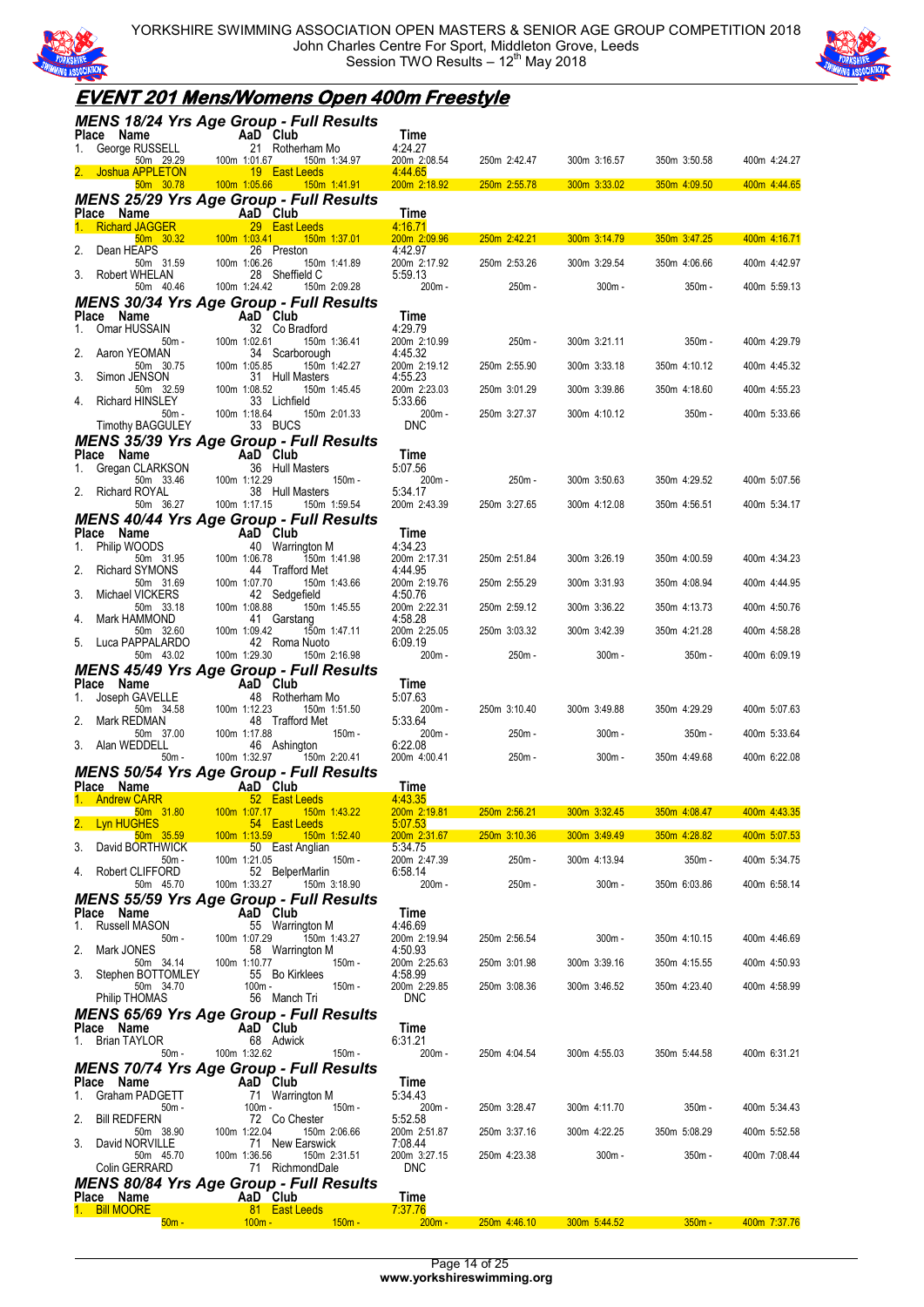YORKSHIRE SWIMMING ASSOCIATION OPEN MASTERS & SENIOR AGE GROUP COMPETITION 2018
John Charles Centre For Sport, Middleton Grove, Leeds
Session TWO Results – 12th May 2018

# EVENT 201 Mens/Womens Open 400m Freestyle

## MENS 18/24 Yrs Age Group - Full Results

| Place | Name | AaD | Club | Time | | | | | |
|---|---|---|---|---|---|---|---|---|---|
| 1. | George RUSSELL | 21 | Rotherham Mo | 4:24.27 | | | | | |
| | 50m 29.29 | 100m 1:01.67 | 150m 1:34.97 | 200m 2:08.54 | 250m 2:42.47 | 300m 3:16.57 | 350m 3:50.58 | 400m 4:24.27 | |
| 2. | Joshua APPLETON | 19 | East Leeds | 4:44.65 | | | | | |
| | 50m 30.78 | 100m 1:05.66 | 150m 1:41.91 | 200m 2:18.92 | 250m 2:55.78 | 300m 3:33.02 | 350m 4:09.50 | 400m 4:44.65 | |

## MENS 25/29 Yrs Age Group - Full Results

| Place | Name | AaD | Club | Time | | | | | |
|---|---|---|---|---|---|---|---|---|---|
| 1. | Richard JAGGER | 29 | East Leeds | 4:16.71 | | | | | |
| | 50m 30.32 | 100m 1:03.41 | 150m 1:37.01 | 200m 2:09.96 | 250m 2:42.21 | 300m 3:14.79 | 350m 3:47.25 | 400m 4:16.71 | |
| 2. | Dean HEAPS | 26 | Preston | 4:42.97 | | | | | |
| | 50m 31.59 | 100m 1:06.26 | 150m 1:41.89 | 200m 2:17.92 | 250m 2:53.26 | 300m 3:29.54 | 350m 4:06.66 | 400m 4:42.97 | |
| 3. | Robert WHELAN | 28 | Sheffield C | 5:59.13 | | | | | |
| | 50m 40.46 | 100m 1:24.42 | 150m 2:09.28 | 200m - | 250m - | 300m - | 350m - | 400m 5:59.13 | |

## MENS 30/34 Yrs Age Group - Full Results

| Place | Name | AaD | Club | Time | | | | | |
|---|---|---|---|---|---|---|---|---|---|
| 1. | Omar HUSSAIN | 32 | Co Bradford | 4:29.79 | | | | | |
| | 50m - | 100m 1:02.61 | 150m 1:36.41 | 200m 2:10.99 | 250m - | 300m 3:21.11 | 350m - | 400m 4:29.79 | |
| 2. | Aaron YEOMAN | 34 | Scarborough | 4:45.32 | | | | | |
| | 50m 30.75 | 100m 1:05.85 | 150m 1:42.27 | 200m 2:19.12 | 250m 2:55.90 | 300m 3:33.18 | 350m 4:10.12 | 400m 4:45.32 | |
| 3. | Simon JENSON | 31 | Hull Masters | 4:55.23 | | | | | |
| | 50m 32.59 | 100m 1:08.52 | 150m 1:45.45 | 200m 2:23.03 | 250m 3:01.29 | 300m 3:39.86 | 350m 4:18.60 | 400m 4:55.23 | |
| 4. | Richard HINSLEY | 33 | Lichfield | 5:33.66 | | | | | |
| | 50m - | 100m 1:18.64 | 150m 2:01.33 | 200m - | 250m 3:27.37 | 300m 4:10.12 | 350m - | 400m 5:33.66 | |
| | Timothy BAGGULEY | 33 | BUCS | DNC | | | | | |

## MENS 35/39 Yrs Age Group - Full Results

| Place | Name | AaD | Club | Time | | | | | |
|---|---|---|---|---|---|---|---|---|---|
| 1. | Gregan CLARKSON | 36 | Hull Masters | 5:07.56 | | | | | |
| | 50m 33.46 | 100m 1:12.29 | 150m - | 200m - | 250m - | 300m 3:50.63 | 350m 4:29.52 | 400m 5:07.56 | |
| 2. | Richard ROYAL | 38 | Hull Masters | 5:34.17 | | | | | |
| | 50m 36.27 | 100m 1:17.15 | 150m 1:59.54 | 200m 2:43.39 | 250m 3:27.65 | 300m 4:12.08 | 350m 4:56.51 | 400m 5:34.17 | |

## MENS 40/44 Yrs Age Group - Full Results

| Place | Name | AaD | Club | Time | | | | | |
|---|---|---|---|---|---|---|---|---|---|
| 1. | Philip WOODS | 40 | Warrington M | 4:34.23 | | | | | |
| | 50m 31.95 | 100m 1:06.78 | 150m 1:41.98 | 200m 2:17.31 | 250m 2:51.84 | 300m 3:26.19 | 350m 4:00.59 | 400m 4:34.23 | |
| 2. | Richard SYMONS | 44 | Trafford Met | 4:44.95 | | | | | |
| | 50m 31.69 | 100m 1:07.70 | 150m 1:43.66 | 200m 2:19.76 | 250m 2:55.29 | 300m 3:31.93 | 350m 4:08.94 | 400m 4:44.95 | |
| 3. | Michael VICKERS | 42 | Sedgefield | 4:50.76 | | | | | |
| | 50m 33.18 | 100m 1:08.88 | 150m 1:45.55 | 200m 2:22.31 | 250m 2:59.12 | 300m 3:36.22 | 350m 4:13.73 | 400m 4:50.76 | |
| 4. | Mark HAMMOND | 41 | Garstang | 4:58.28 | | | | | |
| | 50m 32.60 | 100m 1:09.42 | 150m 1:47.11 | 200m 2:25.05 | 250m 3:03.32 | 300m 3:42.39 | 350m 4:21.28 | 400m 4:58.28 | |
| 5. | Luca PAPPALARDO | 42 | Roma Nuoto | 6:09.19 | | | | | |
| | 50m 43.02 | 100m 1:29.30 | 150m 2:16.98 | 200m - | 250m - | 300m - | 350m - | 400m 6:09.19 | |

## MENS 45/49 Yrs Age Group - Full Results

| Place | Name | AaD | Club | Time | | | | | |
|---|---|---|---|---|---|---|---|---|---|
| 1. | Joseph GAVELLE | 48 | Rotherham Mo | 5:07.63 | | | | | |
| | 50m 34.58 | 100m 1:12.23 | 150m 1:51.50 | 200m - | 250m 3:10.40 | 300m 3:49.88 | 350m 4:29.29 | 400m 5:07.63 | |
| 2. | Mark REDMAN | 48 | Trafford Met | 5:33.64 | | | | | |
| | 50m 37.00 | 100m 1:17.88 | 150m - | 200m - | 250m - | 300m - | 350m - | 400m 5:33.64 | |
| 3. | Alan WEDDELL | 46 | Ashington | 6:22.08 | | | | | |
| | 50m - | 100m 1:32.97 | 150m 2:20.41 | 200m 4:00.41 | 250m - | 300m - | 350m 4:49.68 | 400m 6:22.08 | |

## MENS 50/54 Yrs Age Group - Full Results

| Place | Name | AaD | Club | Time | | | | | |
|---|---|---|---|---|---|---|---|---|---|
| 1. | Andrew CARR | 52 | East Leeds | 4:43.35 | | | | | |
| | 50m 31.80 | 100m 1:07.17 | 150m 1:43.22 | 200m 2:19.81 | 250m 2:56.21 | 300m 3:32.45 | 350m 4:08.47 | 400m 4:43.35 | |
| 2. | Lyn HUGHES | 54 | East Leeds | 5:07.53 | | | | | |
| | 50m 35.59 | 100m 1:13.59 | 150m 1:52.40 | 200m 2:31.67 | 250m 3:10.36 | 300m 3:49.49 | 350m 4:28.82 | 400m 5:07.53 | |
| 3. | David BORTHWICK | 50 | East Anglian | 5:34.75 | | | | | |
| | 50m - | 100m 1:21.05 | 150m - | 200m 2:47.39 | 250m - | 300m 4:13.94 | 350m - | 400m 5:34.75 | |
| 4. | Robert CLIFFORD | 52 | BelperMarlin | 6:58.14 | | | | | |
| | 50m 45.70 | 100m 1:33.27 | 150m 3:18.90 | 200m - | 250m - | 300m - | 350m 6:03.86 | 400m 6:58.14 | |

## MENS 55/59 Yrs Age Group - Full Results

| Place | Name | AaD | Club | Time | | | | | |
|---|---|---|---|---|---|---|---|---|---|
| 1. | Russell MASON | 55 | Warrington M | 4:46.69 | | | | | |
| | 50m - | 100m 1:07.29 | 150m 1:43.27 | 200m 2:19.94 | 250m 2:56.54 | 300m - | 350m 4:10.15 | 400m 4:46.69 | |
| 2. | Mark JONES | 58 | Warrington M | 4:50.93 | | | | | |
| | 50m 34.14 | 100m 1:10.77 | 150m - | 200m 2:25.63 | 250m 3:01.98 | 300m 3:39.16 | 350m 4:15.55 | 400m 4:50.93 | |
| 3. | Stephen BOTTOMLEY | 55 | Bo Kirklees | 4:58.99 | | | | | |
| | 50m 34.70 | 100m - | 150m - | 200m 2:29.85 | 250m 3:08.36 | 300m 3:46.52 | 350m 4:23.40 | 400m 4:58.99 | |
| | Philip THOMAS | 56 | Manch Tri | DNC | | | | | |

## MENS 65/69 Yrs Age Group - Full Results

| Place | Name | AaD | Club | Time | | | | | |
|---|---|---|---|---|---|---|---|---|---|
| 1. | Brian TAYLOR | 68 | Adwick | 6:31.21 | | | | | |
| | 50m - | 100m 1:32.62 | 150m - | 200m - | 250m 4:04.54 | 300m 4:55.03 | 350m 5:44.58 | 400m 6:31.21 | |

## MENS 70/74 Yrs Age Group - Full Results

| Place | Name | AaD | Club | Time | | | | | |
|---|---|---|---|---|---|---|---|---|---|
| 1. | Graham PADGETT | 71 | Warrington M | 5:34.43 | | | | | |
| | 50m - | 100m - | 150m - | 200m - | 250m 3:28.47 | 300m 4:11.70 | 350m - | 400m 5:34.43 | |
| 2. | Bill REDFERN | 72 | Co Chester | 5:52.58 | | | | | |
| | 50m 38.90 | 100m 1:22.04 | 150m 2:06.66 | 200m 2:51.87 | 250m 3:37.16 | 300m 4:22.25 | 350m 5:08.29 | 400m 5:52.58 | |
| 3. | David NORVILLE | 71 | New Earswick | 7:08.44 | | | | | |
| | 50m 45.70 | 100m 1:36.56 | 150m 2:31.51 | 200m 3:27.15 | 250m 4:23.38 | 300m - | 350m - | 400m 7:08.44 | |
| | Colin GERRARD | 71 | RichmondDale | DNC | | | | | |

## MENS 80/84 Yrs Age Group - Full Results

| Place | Name | AaD | Club | Time | | | | | |
|---|---|---|---|---|---|---|---|---|---|
| 1. | Bill MOORE | 81 | East Leeds | 7:37.76 | | | | | |
| | 50m - | 100m - | 150m - | 200m - | 250m 4:46.10 | 300m 5:44.52 | 350m - | 400m 7:37.76 | |

www.yorkshireswimming.org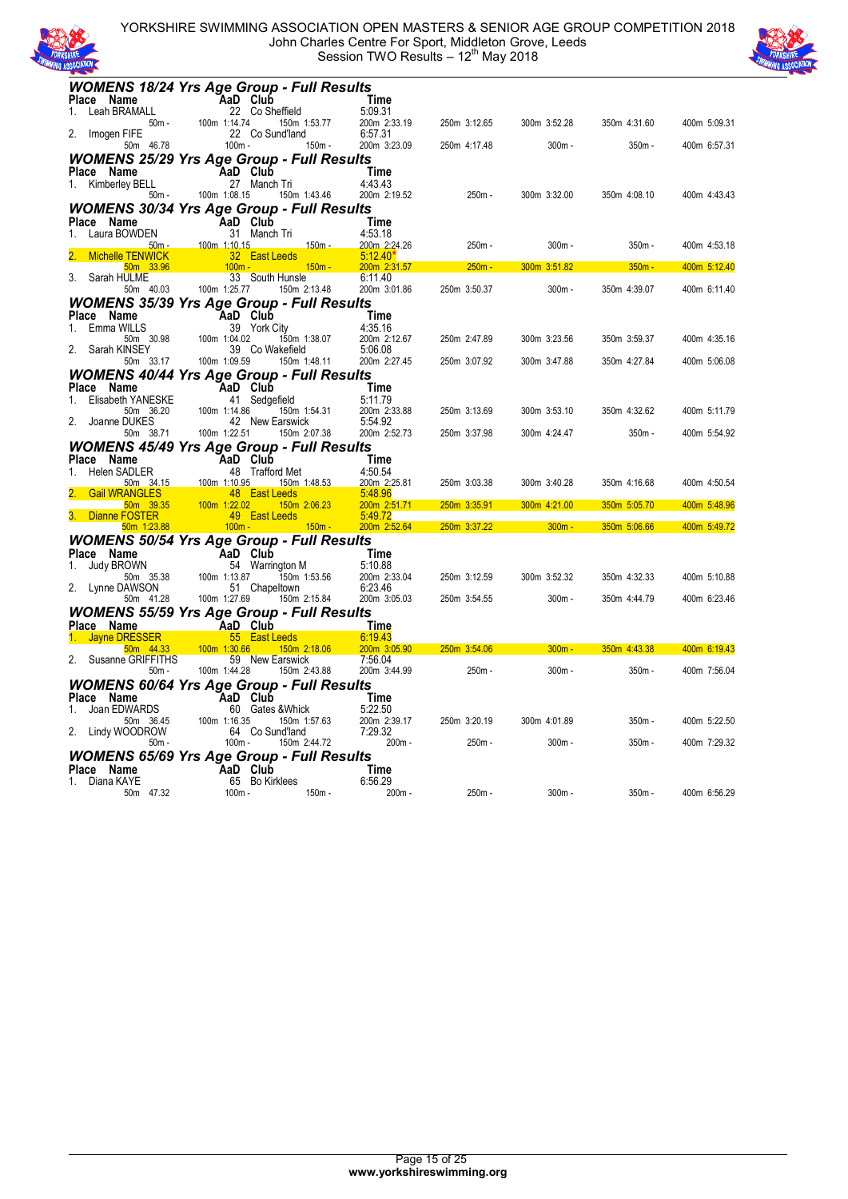# YORKSHIRE ASSOCIATION OPEN MASTERS & SENIOR AGE GROUP COMPETITION 2018

John Charles Centre For Sport, Middleton Grove, Leeds

Session TWO Results – 12th May 2018

## WOMENS 18/24 Yrs Age Group - Full Results

| Place | Name | AaD | Club | Time |
|---|---|---|---|---|
| 1. | Leah BRAMALL | 22 | Co Sheffield | 5:09.31 |
| | 50m - | 100m 1:14.74 | 150m 1:53.77 | 200m 2:33.19 | 250m 3:12.65 | 300m 3:52.28 | 350m 4:31.60 | 400m 5:09.31 |
| 2. | Imogen FIFE | 22 | Co Sund'land | 6:57.31 |
| | 50m 46.78 | 100m - | 150m - | 200m 3:23.09 | 250m 4:17.48 | 300m - | 350m - | 400m 6:57.31 |

## WOMENS 25/29 Yrs Age Group - Full Results

| Place | Name | AaD | Club | Time |
|---|---|---|---|---|
| 1. | Kimberley BELL | 27 | Manch Tri | 4:43.43 |
| | 50m - | 100m 1:08.15 | 150m 1:43.46 | 200m 2:19.52 | 250m - | 300m 3:32.00 | 350m 4:08.10 | 400m 4:43.43 |

## WOMENS 30/34 Yrs Age Group - Full Results

| Place | Name | AaD | Club | Time |
|---|---|---|---|---|
| 1. | Laura BOWDEN | 31 | Manch Tri | 4:53.18 |
| | 50m - | 100m 1:10.15 | 150m - | 200m 2:24.26 | 250m - | 300m - | 350m - | 400m 4:53.18 |
| 2. | Michelle TENWICK | 32 | East Leeds | 5:12.40* |
| | 50m 33.96 | 100m - | 150m - | 200m 2:31.57 | 250m - | 300m 3:51.82 | 350m - | 400m 5:12.40 |
| 3. | Sarah HULME | 33 | South Hunsle | 6:11.40 |
| | 50m 40.03 | 100m 1:25.77 | 150m 2:13.48 | 200m 3:01.86 | 250m 3:50.37 | 300m - | 350m 4:39.07 | 400m 6:11.40 |

## WOMENS 35/39 Yrs Age Group - Full Results

| Place | Name | AaD | Club | Time |
|---|---|---|---|---|
| 1. | Emma WILLS | 39 | York City | 4:35.16 |
| | 50m 30.98 | 100m 1:04.02 | 150m 1:38.07 | 200m 2:12.67 | 250m 2:47.89 | 300m 3:23.56 | 350m 3:59.37 | 400m 4:35.16 |
| 2. | Sarah KINSEY | 39 | Co Wakefield | 5:06.08 |
| | 50m 33.17 | 100m 1:09.59 | 150m 1:48.11 | 200m 2:27.45 | 250m 3:07.92 | 300m 3:47.88 | 350m 4:27.84 | 400m 5:06.08 |

## WOMENS 40/44 Yrs Age Group - Full Results

| Place | Name | AaD | Club | Time |
|---|---|---|---|---|
| 1. | Elisabeth YANESKE | 41 | Sedgefield | 5:11.79 |
| | 50m 36.20 | 100m 1:14.86 | 150m 1:54.31 | 200m 2:33.88 | 250m 3:13.69 | 300m 3:53.10 | 350m 4:32.62 | 400m 5:11.79 |
| 2. | Joanne DUKES | 42 | New Earswick | 5:54.92 |
| | 50m 38.71 | 100m 1:22.51 | 150m 2:07.38 | 200m 2:52.73 | 250m 3:37.98 | 300m 4:24.47 | 350m - | 400m 5:54.92 |

## WOMENS 45/49 Yrs Age Group - Full Results

| Place | Name | AaD | Club | Time |
|---|---|---|---|---|
| 1. | Helen SADLER | 48 | Trafford Met | 4:50.54 |
| | 50m 34.15 | 100m 1:10.95 | 150m 1:48.53 | 200m 2:25.81 | 250m 3:03.38 | 300m 3:40.28 | 350m 4:16.68 | 400m 4:50.54 |
| 2. | Gail WRANGLES | 48 | East Leeds | 5:48.96 |
| | 50m 39.35 | 100m 1:22.02 | 150m 2:06.23 | 200m 2:51.71 | 250m 3:35.91 | 300m 4:21.00 | 350m 5:05.70 | 400m 5:48.96 |
| 3. | Dianne FOSTER | 49 | East Leeds | 5:49.72 |
| | 50m 1:23.88 | 100m - | 150m - | 200m 2:52.64 | 250m 3:37.22 | 300m - | 350m 5:06.66 | 400m 5:49.72 |

## WOMENS 50/54 Yrs Age Group - Full Results

| Place | Name | AaD | Club | Time |
|---|---|---|---|---|
| 1. | Judy BROWN | 54 | Warrington M | 5:10.88 |
| | 50m 35.38 | 100m 1:13.87 | 150m 1:53.56 | 200m 2:33.04 | 250m 3:12.59 | 300m 3:52.32 | 350m 4:32.33 | 400m 5:10.88 |
| 2. | Lynne DAWSON | 51 | Chapeltown | 6:23.46 |
| | 50m 41.28 | 100m 1:27.69 | 150m 2:15.84 | 200m 3:05.03 | 250m 3:54.55 | 300m - | 350m 4:44.79 | 400m 6:23.46 |

## WOMENS 55/59 Yrs Age Group - Full Results

| Place | Name | AaD | Club | Time |
|---|---|---|---|---|
| 1. | Jayne DRESSER | 55 | East Leeds | 6:19.43 |
| | 50m 44.33 | 100m 1:30.66 | 150m 2:18.06 | 200m 3:05.90 | 250m 3:54.06 | 300m - | 350m 4:43.38 | 400m 6:19.43 |
| 2. | Susanne GRIFFITHS | 59 | New Earswick | 7:56.04 |
| | 50m - | 100m 1:44.28 | 150m 2:43.88 | 200m 3:44.99 | 250m - | 300m - | 350m - | 400m 7:56.04 |

## WOMENS 60/64 Yrs Age Group - Full Results

| Place | Name | AaD | Club | Time |
|---|---|---|---|---|
| 1. | Joan EDWARDS | 60 | Gates &Whick | 5:22.50 |
| | 50m 36.45 | 100m 1:16.35 | 150m 1:57.63 | 200m 2:39.17 | 250m 3:20.19 | 300m 4:01.89 | 350m - | 400m 5:22.50 |
| 2. | Lindy WOODROW | 64 | Co Sund'land | 7:29.32 |
| | 50m - | 100m - | 150m 2:44.72 | 200m - | 250m - | 300m - | 350m - | 400m 7:29.32 |

## WOMENS 65/69 Yrs Age Group - Full Results

| Place | Name | AaD | Club | Time |
|---|---|---|---|---|
| 1. | Diana KAYE | 65 | Bo Kirklees | 6:56.29 |
| | 50m 47.32 | 100m - | 150m - | 200m - | 250m - | 300m - | 350m - | 400m 6:56.29 |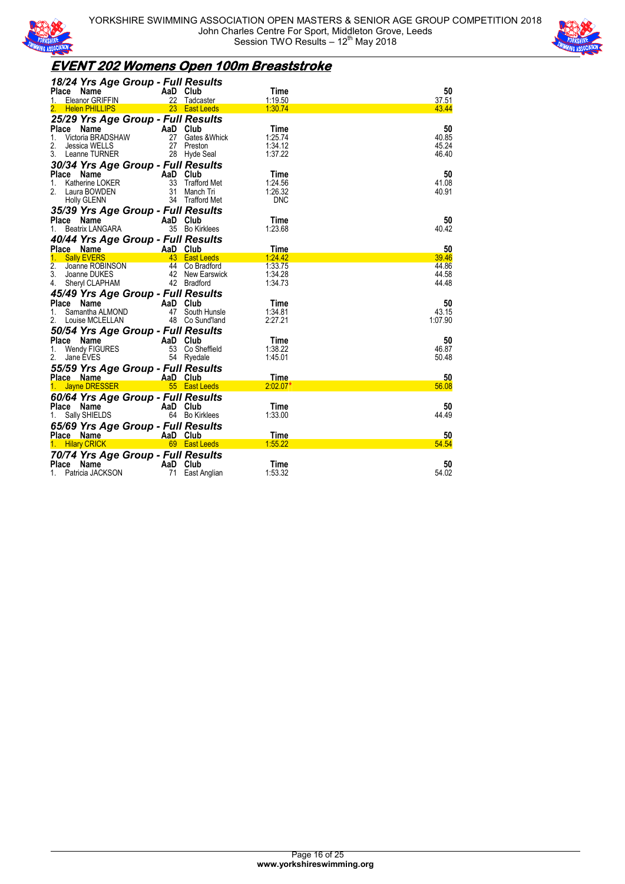## EVENT 202 Womens Open 100m Breaststroke

### 18/24 Yrs Age Group - Full Results

| Place | Name | AaD | Club | Time | 50 |
|---|---|---|---|---|---|
| 1. | Eleanor GRIFFIN | 22 | Tadcaster | 1:19.50 | 37.51 |
| 2. | Helen PHILLIPS | 23 | East Leeds | 1:30.74 | 43.44 |

### 25/29 Yrs Age Group - Full Results

| Place | Name | AaD | Club | Time | 50 |
|---|---|---|---|---|---|
| 1. | Victoria BRADSHAW | 27 | Gates &Whick | 1:25.74 | 40.85 |
| 2. | Jessica WELLS | 27 | Preston | 1:34.12 | 45.24 |
| 3. | Leanne TURNER | 28 | Hyde Seal | 1:37.22 | 46.40 |

### 30/34 Yrs Age Group - Full Results

| Place | Name | AaD | Club | Time | 50 |
|---|---|---|---|---|---|
| 1. | Katherine LOKER | 33 | Trafford Met | 1:24.56 | 41.08 |
| 2. | Laura BOWDEN | 31 | Manch Tri | 1:26.32 | 40.91 |
| | Holly GLENN | 34 | Trafford Met | DNC | |

### 35/39 Yrs Age Group - Full Results

| Place | Name | AaD | Club | Time | 50 |
|---|---|---|---|---|---|
| 1. | Beatrix LANGARA | 35 | Bo Kirklees | 1:23.68 | 40.42 |

### 40/44 Yrs Age Group - Full Results

| Place | Name | AaD | Club | Time | 50 |
|---|---|---|---|---|---|
| 1. | Sally EVERS | 43 | East Leeds | 1:24.42 | 39.46 |
| 2. | Joanne ROBINSON | 44 | Co Bradford | 1:33.75 | 44.86 |
| 3. | Joanne DUKES | 42 | New Earswick | 1:34.28 | 44.58 |
| 4. | Sheryl CLAPHAM | 42 | Bradford | 1:34.73 | 44.48 |

### 45/49 Yrs Age Group - Full Results

| Place | Name | AaD | Club | Time | 50 |
|---|---|---|---|---|---|
| 1. | Samantha ALMOND | 47 | South Hunsle | 1:34.81 | 43.15 |
| 2. | Louise MCLELLAN | 48 | Co Sund'land | 2:27.21 | 1:07.90 |

### 50/54 Yrs Age Group - Full Results

| Place | Name | AaD | Club | Time | 50 |
|---|---|---|---|---|---|
| 1. | Wendy FIGURES | 53 | Co Sheffield | 1:38.22 | 46.87 |
| 2. | Jane EVES | 54 | Ryedale | 1:45.01 | 50.48 |

### 55/59 Yrs Age Group - Full Results

| Place | Name | AaD | Club | Time | 50 |
|---|---|---|---|---|---|
| 1. | Jayne DRESSER | 55 | East Leeds | 2:02.07* | 56.08 |

### 60/64 Yrs Age Group - Full Results

| Place | Name | AaD | Club | Time | 50 |
|---|---|---|---|---|---|
| 1. | Sally SHIELDS | 64 | Bo Kirklees | 1:33.00 | 44.49 |

### 65/69 Yrs Age Group - Full Results

| Place | Name | AaD | Club | Time | 50 |
|---|---|---|---|---|---|
| 1. | Hilary CRICK | 69 | East Leeds | 1:55.22 | 54.54 |

### 70/74 Yrs Age Group - Full Results

| Place | Name | AaD | Club | Time | 50 |
|---|---|---|---|---|---|
| 1. | Patricia JACKSON | 71 | East Anglian | 1:53.32 | 54.02 |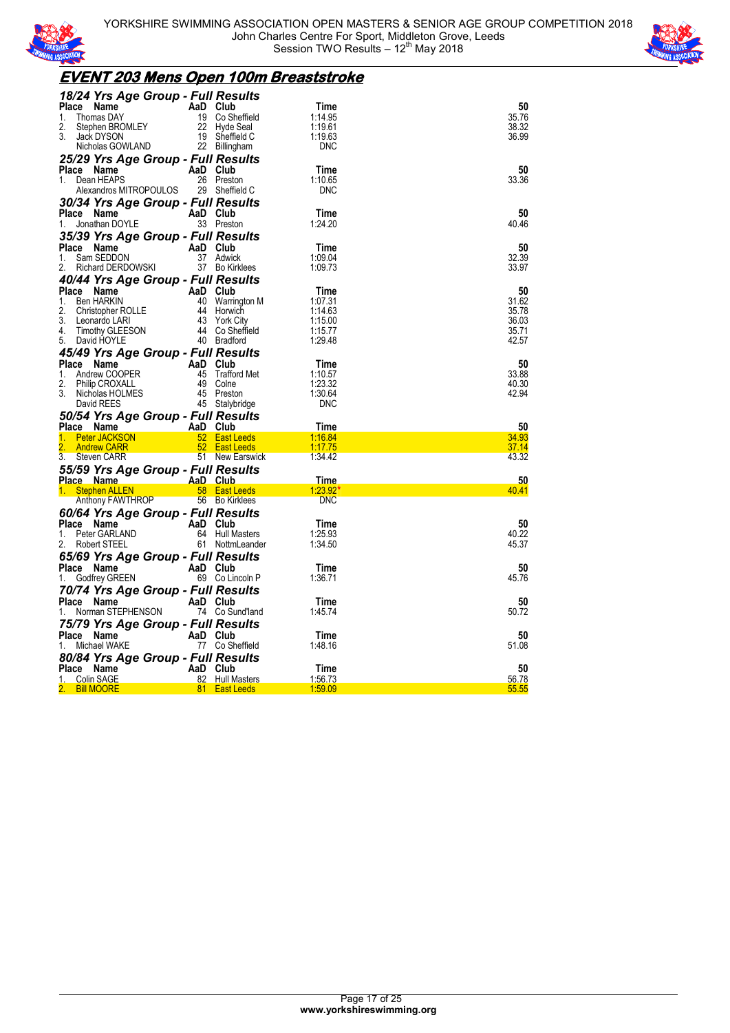# EVENT 203 Mens Open 100m Breaststroke

## 18/24 Yrs Age Group - Full Results

| Place | Name | AaD | Club | Time | 50 |
|---|---|---|---|---|---|
| 1. | Thomas DAY | 19 | Co Sheffield | 1:14.95 | 35.76 |
| 2. | Stephen BROMLEY | 22 | Hyde Seal | 1:19.61 | 38.32 |
| 3. | Jack DYSON | 19 | Sheffield C | 1:19.63 | 36.99 |
| | Nicholas GOWLAND | 22 | Billingham | DNC | |

## 25/29 Yrs Age Group - Full Results

| Place | Name | AaD | Club | Time | 50 |
|---|---|---|---|---|---|
| 1. | Dean HEAPS | 26 | Preston | 1:10.65 | 33.36 |
| | Alexandros MITROPOULOS | 29 | Sheffield C | DNC | |

## 30/34 Yrs Age Group - Full Results

| Place | Name | AaD | Club | Time | 50 |
|---|---|---|---|---|---|
| 1. | Jonathan DOYLE | 33 | Preston | 1:24.20 | 40.46 |

## 35/39 Yrs Age Group - Full Results

| Place | Name | AaD | Club | Time | 50 |
|---|---|---|---|---|---|
| 1. | Sam SEDDON | 37 | Adwick | 1:09.04 | 32.39 |
| 2. | Richard DERDOWSKI | 37 | Bo Kirklees | 1:09.73 | 33.97 |

## 40/44 Yrs Age Group - Full Results

| Place | Name | AaD | Club | Time | 50 |
|---|---|---|---|---|---|
| 1. | Ben HARKIN | 40 | Warrington M | 1:07.31 | 31.62 |
| 2. | Christopher ROLLE | 44 | Horwich | 1:14.63 | 35.78 |
| 3. | Leonardo LARI | 43 | York City | 1:15.00 | 36.03 |
| 4. | Timothy GLEESON | 44 | Co Sheffield | 1:15.77 | 35.71 |
| 5. | David HOYLE | 40 | Bradford | 1:29.48 | 42.57 |

## 45/49 Yrs Age Group - Full Results

| Place | Name | AaD | Club | Time | 50 |
|---|---|---|---|---|---|
| 1. | Andrew COOPER | 45 | Trafford Met | 1:10.57 | 33.88 |
| 2. | Philip CROXALL | 49 | Colne | 1:23.32 | 40.30 |
| 3. | Nicholas HOLMES | 45 | Preston | 1:30.64 | 42.94 |
| | David REES | 45 | Stalybridge | DNC | |

## 50/54 Yrs Age Group - Full Results

| Place | Name | AaD | Club | Time | 50 |
|---|---|---|---|---|---|
| 1. | Peter JACKSON | 52 | East Leeds | 1:16.84 | 34.93 |
| 2. | Andrew CARR | 52 | East Leeds | 1:17.75 | 37.14 |
| 3. | Steven CARR | 51 | New Earswick | 1:34.42 | 43.32 |

## 55/59 Yrs Age Group - Full Results

| Place | Name | AaD | Club | Time | 50 |
|---|---|---|---|---|---|
| 1. | Stephen ALLEN | 58 | East Leeds | 1:23.92* | 40.41 |
| | Anthony FAWTHROP | 56 | Bo Kirklees | DNC | |

## 60/64 Yrs Age Group - Full Results

| Place | Name | AaD | Club | Time | 50 |
|---|---|---|---|---|---|
| 1. | Peter GARLAND | 64 | Hull Masters | 1:25.93 | 40.22 |
| 2. | Robert STEEL | 61 | NottmLeander | 1:34.50 | 45.37 |

## 65/69 Yrs Age Group - Full Results

| Place | Name | AaD | Club | Time | 50 |
|---|---|---|---|---|---|
| 1. | Godfrey GREEN | 69 | Co Lincoln P | 1:36.71 | 45.76 |

## 70/74 Yrs Age Group - Full Results

| Place | Name | AaD | Club | Time | 50 |
|---|---|---|---|---|---|
| 1. | Norman STEPHENSON | 74 | Co Sund'land | 1:45.74 | 50.72 |

## 75/79 Yrs Age Group - Full Results

| Place | Name | AaD | Club | Time | 50 |
|---|---|---|---|---|---|
| 1. | Michael WAKE | 77 | Co Sheffield | 1:48.16 | 51.08 |

## 80/84 Yrs Age Group - Full Results

| Place | Name | AaD | Club | Time | 50 |
|---|---|---|---|---|---|
| 1. | Colin SAGE | 82 | Hull Masters | 1:56.73 | 56.78 |
| 2. | Bill MOORE | 81 | East Leeds | 1:59.09 | 55.55 |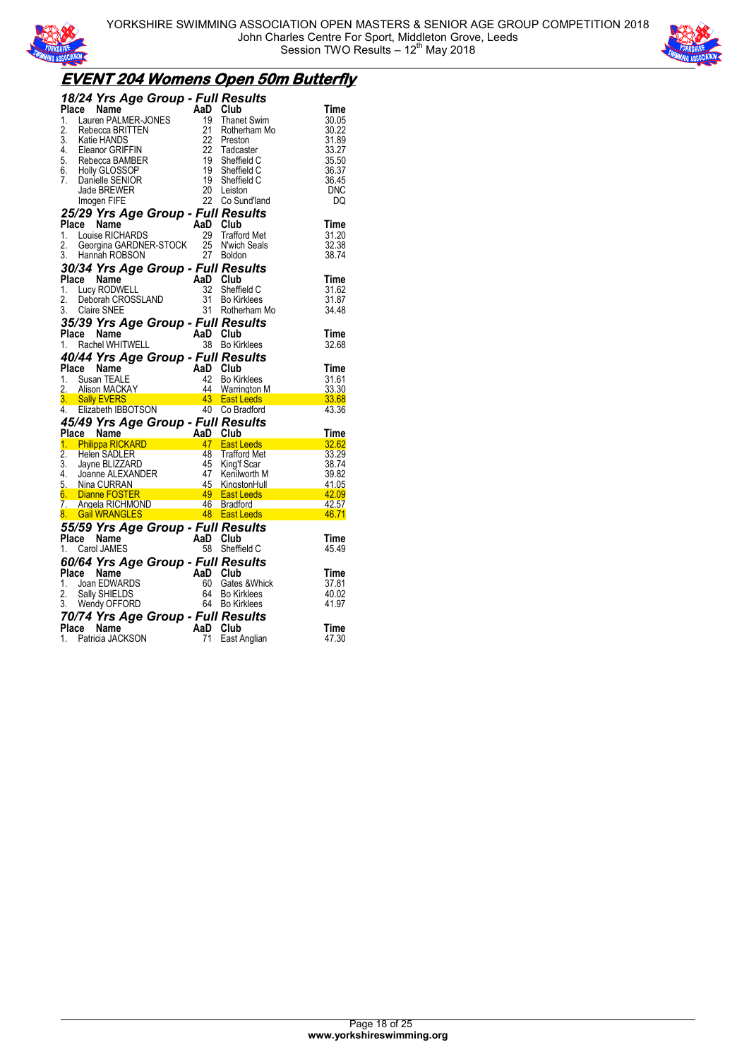YORKSHIRE SWIMMING ASSOCIATION OPEN MASTERS & SENIOR AGE GROUP COMPETITION 2018
John Charles Centre For Sport, Middleton Grove, Leeds
Session TWO Results – 12th May 2018

# EVENT 204 Womens Open 50m Butterfly

## 18/24 Yrs Age Group - Full Results

| Place | Name | AaD | Club | Time |
|---|---|---|---|---|
| 1. | Lauren PALMER-JONES | 19 | Thanet Swim | 30.05 |
| 2. | Rebecca BRITTEN | 21 | Rotherham Mo | 30.22 |
| 3. | Katie HANDS | 22 | Preston | 31.89 |
| 4. | Eleanor GRIFFIN | 22 | Tadcaster | 33.27 |
| 5. | Rebecca BAMBER | 19 | Sheffield C | 35.50 |
| 6. | Holly GLOSSOP | 19 | Sheffield C | 36.37 |
| 7. | Danielle SENIOR | 19 | Sheffield C | 36.45 |
| | Jade BREWER | 20 | Leiston | DNC |
| | Imogen FIFE | 22 | Co Sund'land | DQ |

## 25/29 Yrs Age Group - Full Results

| Place | Name | AaD | Club | Time |
|---|---|---|---|---|
| 1. | Louise RICHARDS | 29 | Trafford Met | 31.20 |
| 2. | Georgina GARDNER-STOCK | 25 | N'wich Seals | 32.38 |
| 3. | Hannah ROBSON | 27 | Boldon | 38.74 |

## 30/34 Yrs Age Group - Full Results

| Place | Name | AaD | Club | Time |
|---|---|---|---|---|
| 1. | Lucy RODWELL | 32 | Sheffield C | 31.62 |
| 2. | Deborah CROSSLAND | 31 | Bo Kirklees | 31.87 |
| 3. | Claire SNEE | 31 | Rotherham Mo | 34.48 |

## 35/39 Yrs Age Group - Full Results

| Place | Name | AaD | Club | Time |
|---|---|---|---|---|
| 1. | Rachel WHITWELL | 38 | Bo Kirklees | 32.68 |

## 40/44 Yrs Age Group - Full Results

| Place | Name | AaD | Club | Time |
|---|---|---|---|---|
| 1. | Susan TEALE | 42 | Bo Kirklees | 31.61 |
| 2. | Alison MACKAY | 44 | Warrington M | 33.30 |
| 3. | Sally EVERS | 43 | East Leeds | 33.68 |
| 4. | Elizabeth IBBOTSON | 40 | Co Bradford | 43.36 |

## 45/49 Yrs Age Group - Full Results

| Place | Name | AaD | Club | Time |
|---|---|---|---|---|
| 1. | Philippa RICKARD | 47 | East Leeds | 32.62 |
| 2. | Helen SADLER | 48 | Trafford Met | 33.29 |
| 3. | Jayne BLIZZARD | 45 | King'f Scar | 38.74 |
| 4. | Joanne ALEXANDER | 47 | Kenilworth M | 39.82 |
| 5. | Nina CURRAN | 45 | KingstonHull | 41.05 |
| 6. | Dianne FOSTER | 49 | East Leeds | 42.09 |
| 7. | Angela RICHMOND | 46 | Bradford | 42.57 |
| 8. | Gail WRANGLES | 48 | East Leeds | 46.71 |

## 55/59 Yrs Age Group - Full Results

| Place | Name | AaD | Club | Time |
|---|---|---|---|---|
| 1. | Carol JAMES | 58 | Sheffield C | 45.49 |

## 60/64 Yrs Age Group - Full Results

| Place | Name | AaD | Club | Time |
|---|---|---|---|---|
| 1. | Joan EDWARDS | 60 | Gates &Whick | 37.81 |
| 2. | Sally SHIELDS | 64 | Bo Kirklees | 40.02 |
| 3. | Wendy OFFORD | 64 | Bo Kirklees | 41.97 |

## 70/74 Yrs Age Group - Full Results

| Place | Name | AaD | Club | Time |
|---|---|---|---|---|
| 1. | Patricia JACKSON | 71 | East Anglian | 47.30 |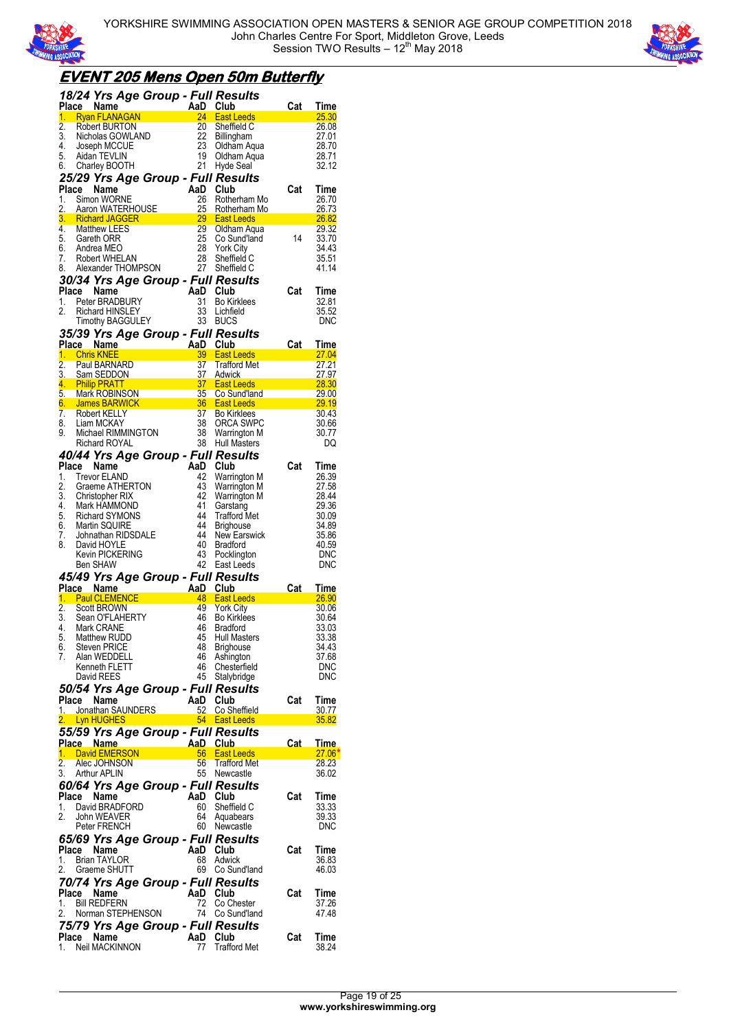## EVENT 205 Mens Open 50m Butterfly

### 18/24 Yrs Age Group - Full Results

| Place | Name | AaD | Club | Cat | Time |
|---|---|---|---|---|---|
| 1. | Ryan FLANAGAN | 24 | East Leeds | | 25.30 |
| 2. | Robert BURTON | 20 | Sheffield C | | 26.08 |
| 3. | Nicholas GOWLAND | 22 | Billingham | | 27.01 |
| 4. | Joseph MCCUE | 23 | Oldham Aqua | | 28.70 |
| 5. | Aidan TEVLIN | 19 | Oldham Aqua | | 28.71 |
| 6. | Charley BOOTH | 21 | Hyde Seal | | 32.12 |

### 25/29 Yrs Age Group - Full Results

| Place | Name | AaD | Club | Cat | Time |
|---|---|---|---|---|---|
| 1. | Simon WORNE | 26 | Rotherham Mo | | 26.70 |
| 2. | Aaron WATERHOUSE | 25 | Rotherham Mo | | 26.73 |
| 3. | Richard JAGGER | 29 | East Leeds | | 26.82 |
| 4. | Matthew LEES | 29 | Oldham Aqua | | 29.32 |
| 5. | Gareth ORR | 25 | Co Sund'land | 14 | 33.70 |
| 6. | Andrea MEO | 28 | York City | | 34.43 |
| 7. | Robert WHELAN | 28 | Sheffield C | | 35.51 |
| 8. | Alexander THOMPSON | 27 | Sheffield C | | 41.14 |

### 30/34 Yrs Age Group - Full Results

| Place | Name | AaD | Club | Cat | Time |
|---|---|---|---|---|---|
| 1. | Peter BRADBURY | 31 | Bo Kirklees | | 32.81 |
| 2. | Richard HINSLEY | 33 | Lichfield | | 35.52 |
| | Timothy BAGGULEY | 33 | BUCS | | DNC |

### 35/39 Yrs Age Group - Full Results

| Place | Name | AaD | Club | Cat | Time |
|---|---|---|---|---|---|
| 1. | Chris KNEE | 39 | East Leeds | | 27.04 |
| 2. | Paul BARNARD | 37 | Trafford Met | | 27.21 |
| 3. | Sam SEDDON | 37 | Adwick | | 27.97 |
| 4. | Philip PRATT | 37 | East Leeds | | 28.30 |
| 5. | Mark ROBINSON | 35 | Co Sund'land | | 29.00 |
| 6. | James BARWICK | 36 | East Leeds | | 29.19 |
| 7. | Robert KELLY | 37 | Bo Kirklees | | 30.43 |
| 8. | Liam MCKAY | 38 | ORCA SWPC | | 30.66 |
| 9. | Michael RIMMINGTON | 38 | Warrington M | | 30.77 |
| | Richard ROYAL | 38 | Hull Masters | | DQ |

### 40/44 Yrs Age Group - Full Results

| Place | Name | AaD | Club | Cat | Time |
|---|---|---|---|---|---|
| 1. | Trevor ELAND | 42 | Warrington M | | 26.39 |
| 2. | Graeme ATHERTON | 43 | Warrington M | | 27.58 |
| 3. | Christopher RIX | 42 | Warrington M | | 28.44 |
| 4. | Mark HAMMOND | 41 | Garstang | | 29.36 |
| 5. | Richard SYMONS | 44 | Trafford Met | | 30.09 |
| 6. | Martin SQUIRE | 44 | Brighouse | | 34.89 |
| 7. | Johnathan RIDSDALE | 44 | New Earswick | | 35.86 |
| 8. | David HOYLE | 40 | Bradford | | 40.59 |
| | Kevin PICKERING | 43 | Pocklington | | DNC |
| | Ben SHAW | 42 | East Leeds | | DNC |

### 45/49 Yrs Age Group - Full Results

| Place | Name | AaD | Club | Cat | Time |
|---|---|---|---|---|---|
| 1. | Paul CLEMENCE | 48 | East Leeds | | 26.90 |
| 2. | Scott BROWN | 49 | York City | | 30.06 |
| 3. | Sean O'FLAHERTY | 46 | Bo Kirklees | | 30.64 |
| 4. | Mark CRANE | 46 | Bradford | | 33.03 |
| 5. | Matthew RUDD | 45 | Hull Masters | | 33.38 |
| 6. | Steven PRICE | 48 | Brighouse | | 34.43 |
| 7. | Alan WEDDELL | 46 | Ashington | | 37.68 |
| | Kenneth FLETT | 46 | Chesterfield | | DNC |
| | David REES | 45 | Stalybridge | | DNC |

### 50/54 Yrs Age Group - Full Results

| Place | Name | AaD | Club | Cat | Time |
|---|---|---|---|---|---|
| 1. | Jonathan SAUNDERS | 52 | Co Sheffield | | 30.77 |
| 2. | Lyn HUGHES | 54 | East Leeds | | 35.82 |

### 55/59 Yrs Age Group - Full Results

| Place | Name | AaD | Club | Cat | Time |
|---|---|---|---|---|---|
| 1. | David EMERSON | 56 | East Leeds | | 27.06* |
| 2. | Alec JOHNSON | 56 | Trafford Met | | 28.23 |
| 3. | Arthur APLIN | 55 | Newcastle | | 36.02 |

### 60/64 Yrs Age Group - Full Results

| Place | Name | AaD | Club | Cat | Time |
|---|---|---|---|---|---|
| 1. | David BRADFORD | 60 | Sheffield C | | 33.33 |
| 2. | John WEAVER | 64 | Aquabears | | 39.33 |
| | Peter FRENCH | 60 | Newcastle | | DNC |

### 65/69 Yrs Age Group - Full Results

| Place | Name | AaD | Club | Cat | Time |
|---|---|---|---|---|---|
| 1. | Brian TAYLOR | 68 | Adwick | | 36.83 |
| 2. | Graeme SHUTT | 69 | Co Sund'land | | 46.03 |

### 70/74 Yrs Age Group - Full Results

| Place | Name | AaD | Club | Cat | Time |
|---|---|---|---|---|---|
| 1. | Bill REDFERN | 72 | Co Chester | | 37.26 |
| 2. | Norman STEPHENSON | 74 | Co Sund'land | | 47.48 |

### 75/79 Yrs Age Group - Full Results

| Place | Name | AaD | Club | Cat | Time |
|---|---|---|---|---|---|
| 1. | Neil MACKINNON | 77 | Trafford Met | | 38.24 |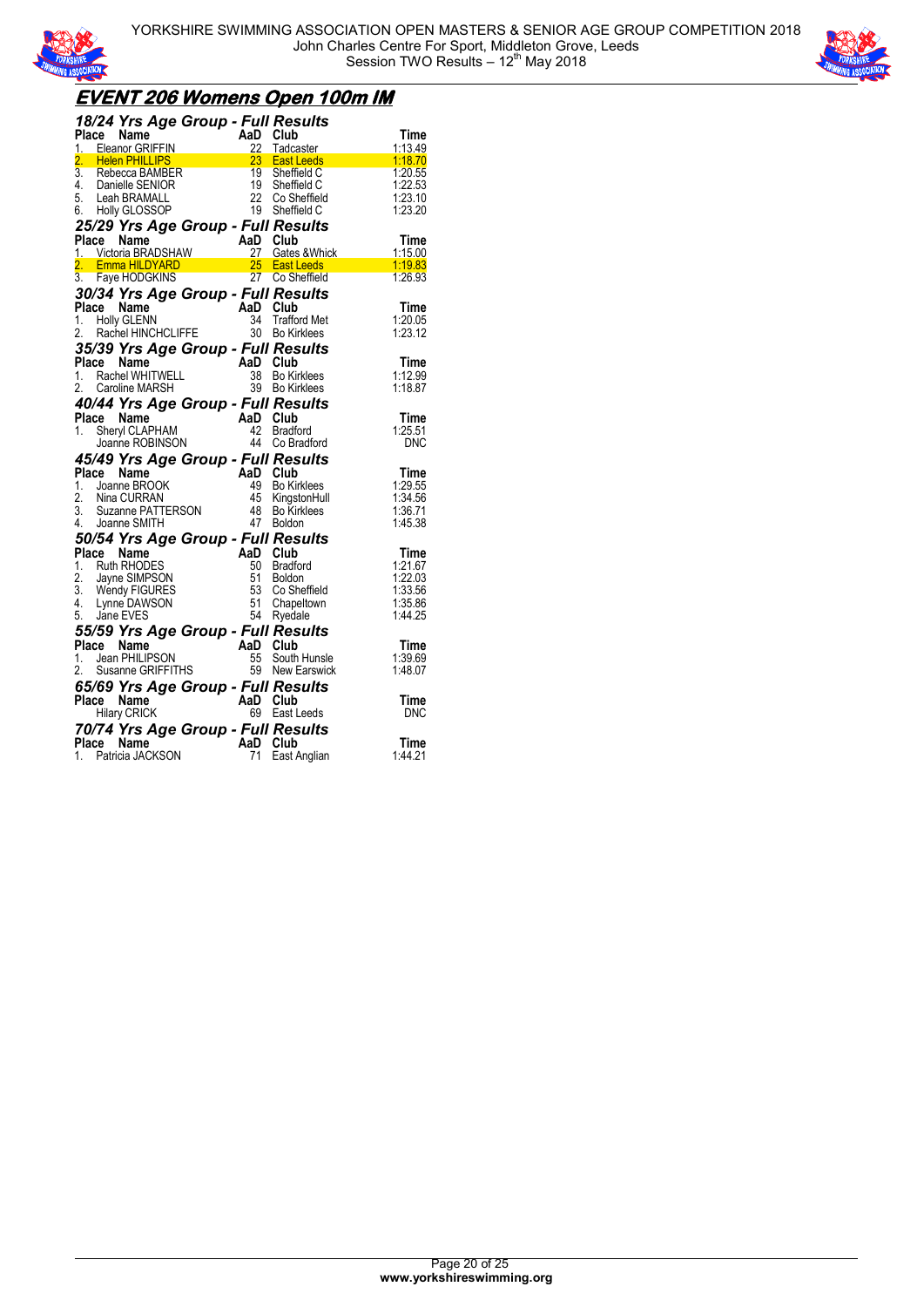YORKSHIRE SWIMMING ASSOCIATION OPEN MASTERS & SENIOR AGE GROUP COMPETITION 2018
John Charles Centre For Sport, Middleton Grove, Leeds
Session TWO Results – 12th May 2018

# EVENT 206 Womens Open 100m IM

### 18/24 Yrs Age Group - Full Results

| Place | Name | AaD | Club | Time |
|---|---|---|---|---|
| 1. | Eleanor GRIFFIN | 22 | Tadcaster | 1:13.49 |
| 2. | Helen PHILLIPS | 23 | East Leeds | 1:18.70 |
| 3. | Rebecca BAMBER | 19 | Sheffield C | 1:20.55 |
| 4. | Danielle SENIOR | 19 | Sheffield C | 1:22.53 |
| 5. | Leah BRAMALL | 22 | Co Sheffield | 1:23.10 |
| 6. | Holly GLOSSOP | 19 | Sheffield C | 1:23.20 |

### 25/29 Yrs Age Group - Full Results

| Place | Name | AaD | Club | Time |
|---|---|---|---|---|
| 1. | Victoria BRADSHAW | 27 | Gates &Whick | 1:15.00 |
| 2. | Emma HILDYARD | 25 | East Leeds | 1:19.83 |
| 3. | Faye HODGKINS | 27 | Co Sheffield | 1:26.93 |

### 30/34 Yrs Age Group - Full Results

| Place | Name | AaD | Club | Time |
|---|---|---|---|---|
| 1. | Holly GLENN | 34 | Trafford Met | 1:20.05 |
| 2. | Rachel HINCHCLIFFE | 30 | Bo Kirklees | 1:23.12 |

### 35/39 Yrs Age Group - Full Results

| Place | Name | AaD | Club | Time |
|---|---|---|---|---|
| 1. | Rachel WHITWELL | 38 | Bo Kirklees | 1:12.99 |
| 2. | Caroline MARSH | 39 | Bo Kirklees | 1:18.87 |

### 40/44 Yrs Age Group - Full Results

| Place | Name | AaD | Club | Time |
|---|---|---|---|---|
| 1. | Sheryl CLAPHAM | 42 | Bradford | 1:25.51 |
| | Joanne ROBINSON | 44 | Co Bradford | DNC |

### 45/49 Yrs Age Group - Full Results

| Place | Name | AaD | Club | Time |
|---|---|---|---|---|
| 1. | Joanne BROOK | 49 | Bo Kirklees | 1:29.55 |
| 2. | Nina CURRAN | 45 | KingstonHull | 1:34.56 |
| 3. | Suzanne PATTERSON | 48 | Bo Kirklees | 1:36.71 |
| 4. | Joanne SMITH | 47 | Boldon | 1:45.38 |

### 50/54 Yrs Age Group - Full Results

| Place | Name | AaD | Club | Time |
|---|---|---|---|---|
| 1. | Ruth RHODES | 50 | Bradford | 1:21.67 |
| 2. | Jayne SIMPSON | 51 | Boldon | 1:22.03 |
| 3. | Wendy FIGURES | 53 | Co Sheffield | 1:33.56 |
| 4. | Lynne DAWSON | 51 | Chapeltown | 1:35.86 |
| 5. | Jane EVES | 54 | Ryedale | 1:44.25 |

### 55/59 Yrs Age Group - Full Results

| Place | Name | AaD | Club | Time |
|---|---|---|---|---|
| 1. | Jean PHILIPSON | 55 | South Hunsle | 1:39.69 |
| 2. | Susanne GRIFFITHS | 59 | New Earswick | 1:48.07 |

### 65/69 Yrs Age Group - Full Results

| Place | Name | AaD | Club | Time |
|---|---|---|---|---|
| | Hilary CRICK | 69 | East Leeds | DNC |

### 70/74 Yrs Age Group - Full Results

| Place | Name | AaD | Club | Time |
|---|---|---|---|---|
| 1. | Patricia JACKSON | 71 | East Anglian | 1:44.21 |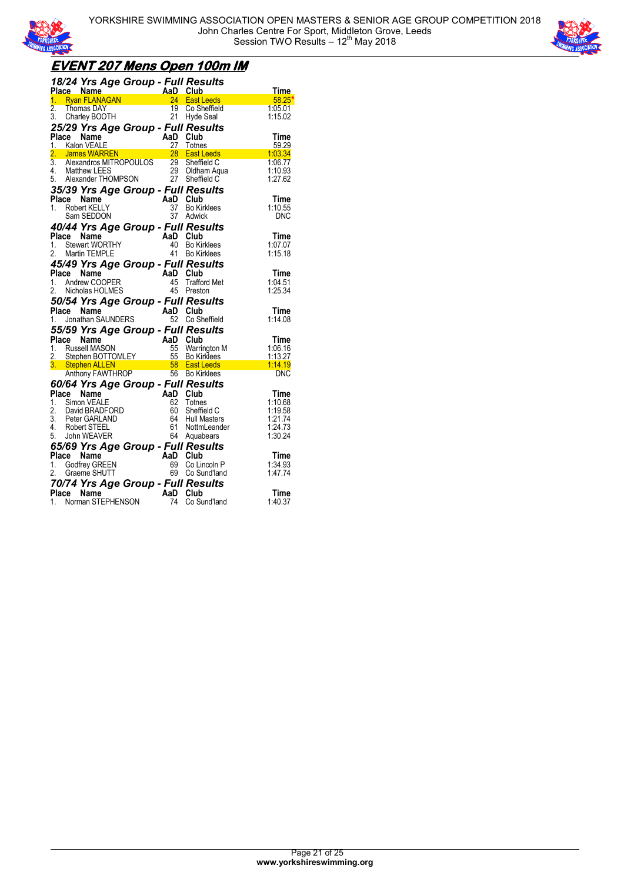# YORKSHIRE SWIMMING ASSOCIATION OPEN MASTERS & SENIOR AGE GROUP COMPETITION 2018

John Charles Centre For Sport, Middleton Grove, Leeds
Session TWO Results – 12th May 2018

## EVENT 207 Mens Open 100m IM

### 18/24 Yrs Age Group - Full Results

| Place | Name | AaD | Club | Time |
|---|---|---|---|---|
| 1. | Ryan FLANAGAN | 24 | East Leeds | 58.25* |
| 2. | Thomas DAY | 19 | Co Sheffield | 1:05.01 |
| 3. | Charley BOOTH | 21 | Hyde Seal | 1:15.02 |

### 25/29 Yrs Age Group - Full Results

| Place | Name | AaD | Club | Time |
|---|---|---|---|---|
| 1. | Kalon VEALE | 27 | Totnes | 59.29 |
| 2. | James WARREN | 28 | East Leeds | 1:03.34 |
| 3. | Alexandros MITROPOULOS | 29 | Sheffield C | 1:06.77 |
| 4. | Matthew LEES | 29 | Oldham Aqua | 1:10.93 |
| 5. | Alexander THOMPSON | 27 | Sheffield C | 1:27.62 |

### 35/39 Yrs Age Group - Full Results

| Place | Name | AaD | Club | Time |
|---|---|---|---|---|
| 1. | Robert KELLY | 37 | Bo Kirklees | 1:10.55 |
| | Sam SEDDON | 37 | Adwick | DNC |

### 40/44 Yrs Age Group - Full Results

| Place | Name | AaD | Club | Time |
|---|---|---|---|---|
| 1. | Stewart WORTHY | 40 | Bo Kirklees | 1:07.07 |
| 2. | Martin TEMPLE | 41 | Bo Kirklees | 1:15.18 |

### 45/49 Yrs Age Group - Full Results

| Place | Name | AaD | Club | Time |
|---|---|---|---|---|
| 1. | Andrew COOPER | 45 | Trafford Met | 1:04.51 |
| 2. | Nicholas HOLMES | 45 | Preston | 1:25.34 |

### 50/54 Yrs Age Group - Full Results

| Place | Name | AaD | Club | Time |
|---|---|---|---|---|
| 1. | Jonathan SAUNDERS | 52 | Co Sheffield | 1:14.08 |

### 55/59 Yrs Age Group - Full Results

| Place | Name | AaD | Club | Time |
|---|---|---|---|---|
| 1. | Russell MASON | 55 | Warrington M | 1:06.16 |
| 2. | Stephen BOTTOMLEY | 55 | Bo Kirklees | 1:13.27 |
| 3. | Stephen ALLEN | 58 | East Leeds | 1:14.19 |
| | Anthony FAWTHROP | 56 | Bo Kirklees | DNC |

### 60/64 Yrs Age Group - Full Results

| Place | Name | AaD | Club | Time |
|---|---|---|---|---|
| 1. | Simon VEALE | 62 | Totnes | 1:10.68 |
| 2. | David BRADFORD | 60 | Sheffield C | 1:19.58 |
| 3. | Peter GARLAND | 64 | Hull Masters | 1:21.74 |
| 4. | Robert STEEL | 61 | NottmLeander | 1:24.73 |
| 5. | John WEAVER | 64 | Aquabears | 1:30.24 |

### 65/69 Yrs Age Group - Full Results

| Place | Name | AaD | Club | Time |
|---|---|---|---|---|
| 1. | Godfrey GREEN | 69 | Co Lincoln P | 1:34.93 |
| 2. | Graeme SHUTT | 69 | Co Sund'land | 1:47.74 |

### 70/74 Yrs Age Group - Full Results

| Place | Name | AaD | Club | Time |
|---|---|---|---|---|
| 1. | Norman STEPHENSON | 74 | Co Sund'land | 1:40.37 |

www.yorkshireswimming.org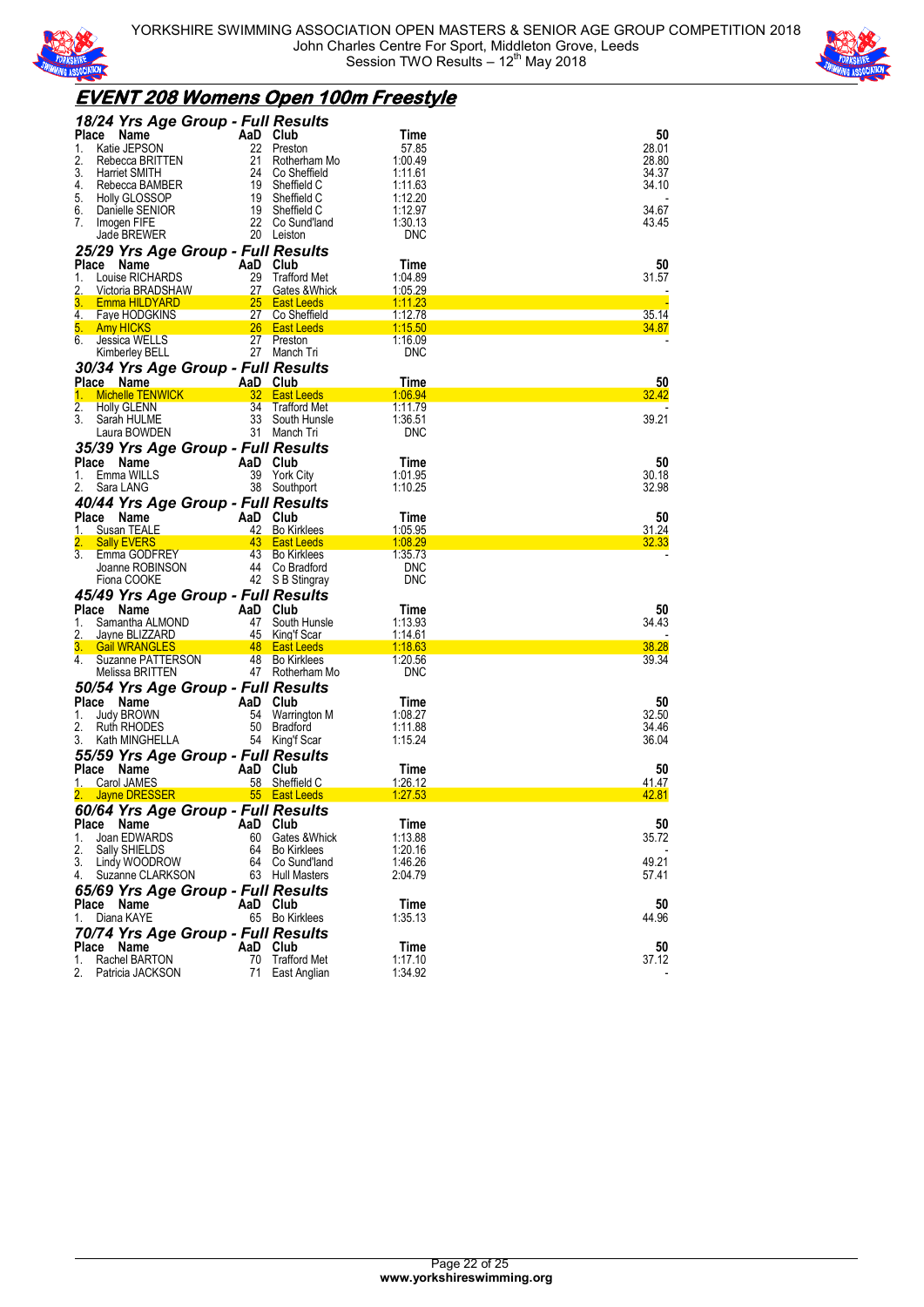# EVENT 208 Womens Open 100m Freestyle

### 18/24 Yrs Age Group - Full Results

| Place | Name | AaD | Club | Time | 50 |
|---|---|---|---|---|---|
| 1. | Katie JEPSON | 22 | Preston | 57.85 | 28.01 |
| 2. | Rebecca BRITTEN | 21 | Rotherham Mo | 1:00.49 | 28.80 |
| 3. | Harriet SMITH | 24 | Co Sheffield | 1:11.61 | 34.37 |
| 4. | Rebecca BAMBER | 19 | Sheffield C | 1:11.63 | 34.10 |
| 5. | Holly GLOSSOP | 19 | Sheffield C | 1:12.20 | - |
| 6. | Danielle SENIOR | 19 | Sheffield C | 1:12.97 | 34.67 |
| 7. | Imogen FIFE | 22 | Co Sund'land | 1:30.13 | 43.45 |
| | Jade BREWER | 20 | Leiston | DNC | |

### 25/29 Yrs Age Group - Full Results

| Place | Name | AaD | Club | Time | 50 |
|---|---|---|---|---|---|
| 1. | Louise RICHARDS | 29 | Trafford Met | 1:04.89 | 31.57 |
| 2. | Victoria BRADSHAW | 27 | Gates &Whick | 1:05.29 | - |
| 3. | Emma HILDYARD | 25 | East Leeds | 1:11.23 | - |
| 4. | Faye HODGKINS | 27 | Co Sheffield | 1:12.78 | 35.14 |
| 5. | Amy HICKS | 26 | East Leeds | 1:15.50 | 34.87 |
| 6. | Jessica WELLS | 27 | Preston | 1:16.09 | - |
| | Kimberley BELL | 27 | Manch Tri | DNC | |

### 30/34 Yrs Age Group - Full Results

| Place | Name | AaD | Club | Time | 50 |
|---|---|---|---|---|---|
| 1. | Michelle TENWICK | 32 | East Leeds | 1:06.94 | 32.42 |
| 2. | Holly GLENN | 34 | Trafford Met | 1:11.79 | - |
| 3. | Sarah HULME | 33 | South Hunsle | 1:36.51 | 39.21 |
| | Laura BOWDEN | 31 | Manch Tri | DNC | |

### 35/39 Yrs Age Group - Full Results

| Place | Name | AaD | Club | Time | 50 |
|---|---|---|---|---|---|
| 1. | Emma WILLS | 39 | York City | 1:01.95 | 30.18 |
| 2. | Sara LANG | 38 | Southport | 1:10.25 | 32.98 |

### 40/44 Yrs Age Group - Full Results

| Place | Name | AaD | Club | Time | 50 |
|---|---|---|---|---|---|
| 1. | Susan TEALE | 42 | Bo Kirklees | 1:05.95 | 31.24 |
| 2. | Sally EVERS | 43 | East Leeds | 1:08.29 | 32.33 |
| 3. | Emma GODFREY | 43 | Bo Kirklees | 1:35.73 | - |
| | Joanne ROBINSON | 44 | Co Bradford | DNC | |
| | Fiona COOKE | 42 | S B Stingray | DNC | |

### 45/49 Yrs Age Group - Full Results

| Place | Name | AaD | Club | Time | 50 |
|---|---|---|---|---|---|
| 1. | Samantha ALMOND | 47 | South Hunsle | 1:13.93 | 34.43 |
| 2. | Jayne BLIZZARD | 45 | King'f Scar | 1:14.61 | - |
| 3. | Gail WRANGLES | 48 | East Leeds | 1:18.63 | 38.28 |
| 4. | Suzanne PATTERSON | 48 | Bo Kirklees | 1:20.56 | 39.34 |
| | Melissa BRITTEN | 47 | Rotherham Mo | DNC | |

### 50/54 Yrs Age Group - Full Results

| Place | Name | AaD | Club | Time | 50 |
|---|---|---|---|---|---|
| 1. | Judy BROWN | 54 | Warrington M | 1:08.27 | 32.50 |
| 2. | Ruth RHODES | 50 | Bradford | 1:11.88 | 34.46 |
| 3. | Kath MINGHELLA | 54 | King'f Scar | 1:15.24 | 36.04 |

### 55/59 Yrs Age Group - Full Results

| Place | Name | AaD | Club | Time | 50 |
|---|---|---|---|---|---|
| 1. | Carol JAMES | 58 | Sheffield C | 1:26.12 | 41.47 |
| 2. | Jayne DRESSER | 55 | East Leeds | 1:27.53 | 42.81 |

### 60/64 Yrs Age Group - Full Results

| Place | Name | AaD | Club | Time | 50 |
|---|---|---|---|---|---|
| 1. | Joan EDWARDS | 60 | Gates &Whick | 1:13.88 | 35.72 |
| 2. | Sally SHIELDS | 64 | Bo Kirklees | 1:20.16 | - |
| 3. | Lindy WOODROW | 64 | Co Sund'land | 1:46.26 | 49.21 |
| 4. | Suzanne CLARKSON | 63 | Hull Masters | 2:04.79 | 57.41 |

### 65/69 Yrs Age Group - Full Results

| Place | Name | AaD | Club | Time | 50 |
|---|---|---|---|---|---|
| 1. | Diana KAYE | 65 | Bo Kirklees | 1:35.13 | 44.96 |

### 70/74 Yrs Age Group - Full Results

| Place | Name | AaD | Club | Time | 50 |
|---|---|---|---|---|---|
| 1. | Rachel BARTON | 70 | Trafford Met | 1:17.10 | 37.12 |
| 2. | Patricia JACKSON | 71 | East Anglian | 1:34.92 | - |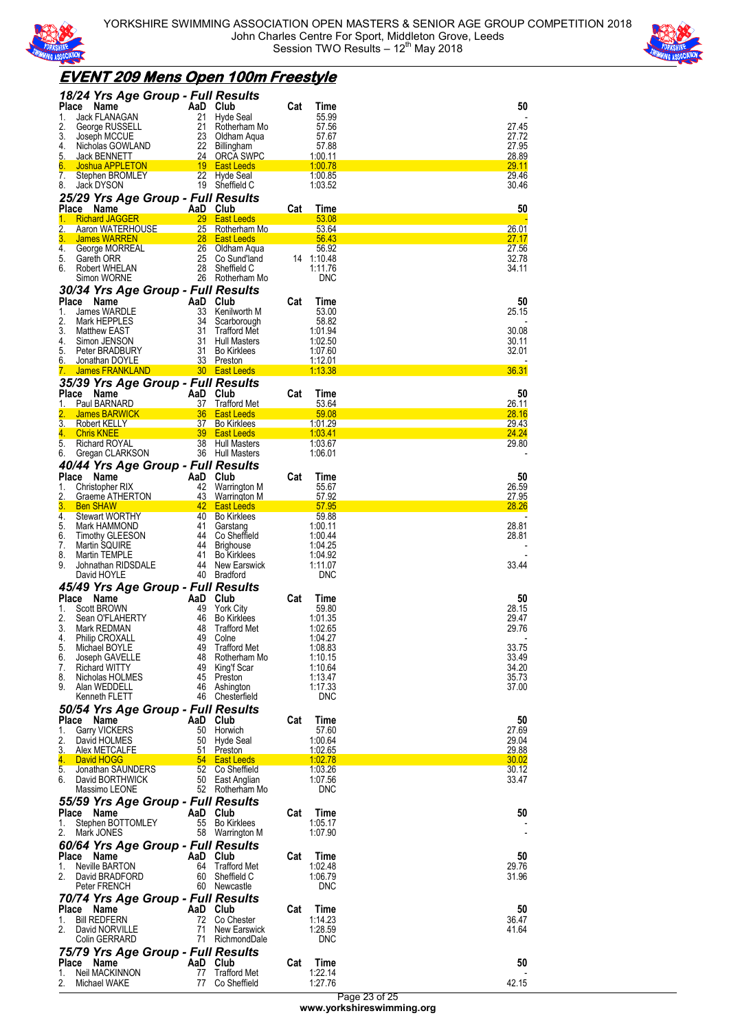## EVENT 209 Mens Open 100m Freestyle

### 18/24 Yrs Age Group - Full Results

| Place | Name | AaD | Club | Cat | Time | 50 |
|---|---|---|---|---|---|---|
| 1. | Jack FLANAGAN | 21 | Hyde Seal | | 55.99 | - |
| 2. | George RUSSELL | 21 | Rotherham Mo | | 57.56 | 27.45 |
| 3. | Joseph MCCUE | 23 | Oldham Aqua | | 57.67 | 27.72 |
| 4. | Nicholas GOWLAND | 22 | Billingham | | 57.88 | 27.95 |
| 5. | Jack BENNETT | 24 | ORCA SWPC | | 1:00.11 | 28.89 |
| 6. | Joshua APPLETON | 19 | East Leeds | | 1:00.78 | 29.11 |
| 7. | Stephen BROMLEY | 22 | Hyde Seal | | 1:00.85 | 29.46 |
| 8. | Jack DYSON | 19 | Sheffield C | | 1:03.52 | 30.46 |

### 25/29 Yrs Age Group - Full Results

| Place | Name | AaD | Club | Cat | Time | 50 |
|---|---|---|---|---|---|---|
| 1. | Richard JAGGER | 29 | East Leeds | | 53.08 | - |
| 2. | Aaron WATERHOUSE | 25 | Rotherham Mo | | 53.64 | 26.01 |
| 3. | James WARREN | 28 | East Leeds | | 56.43 | 27.17 |
| 4. | George MORREAL | 26 | Oldham Aqua | | 56.92 | 27.56 |
| 5. | Gareth ORR | 25 | Co Sund'land | 14 | 1:10.48 | 32.78 |
| 6. | Robert WHELAN | 28 | Sheffield C | | 1:11.76 | 34.11 |
| | Simon WORNE | 26 | Rotherham Mo | | DNC | |

### 30/34 Yrs Age Group - Full Results

| Place | Name | AaD | Club | Cat | Time | 50 |
|---|---|---|---|---|---|---|
| 1. | James WARDLE | 33 | Kenilworth M | | 53.00 | 25.15 |
| 2. | Mark HEPPLES | 34 | Scarborough | | 58.82 | - |
| 3. | Matthew EAST | 31 | Trafford Met | | 1:01.94 | 30.08 |
| 4. | Simon JENSON | 31 | Hull Masters | | 1:02.50 | 30.11 |
| 5. | Peter BRADBURY | 31 | Bo Kirklees | | 1:07.60 | 32.01 |
| 6. | Jonathan DOYLE | 33 | Preston | | 1:12.01 | - |
| 7. | James FRANKLAND | 30 | East Leeds | | 1:13.38 | 36.31 |

### 35/39 Yrs Age Group - Full Results

| Place | Name | AaD | Club | Cat | Time | 50 |
|---|---|---|---|---|---|---|
| 1. | Paul BARNARD | 37 | Trafford Met | | 53.64 | 26.11 |
| 2. | James BARWICK | 36 | East Leeds | | 59.08 | 28.16 |
| 3. | Robert KELLY | 37 | Bo Kirklees | | 1:01.29 | 29.43 |
| 4. | Chris KNEE | 39 | East Leeds | | 1:03.41 | 24.24 |
| 5. | Richard ROYAL | 38 | Hull Masters | | 1:03.67 | 29.80 |
| 6. | Gregan CLARKSON | 36 | Hull Masters | | 1:06.01 | - |

### 40/44 Yrs Age Group - Full Results

| Place | Name | AaD | Club | Cat | Time | 50 |
|---|---|---|---|---|---|---|
| 1. | Christopher RIX | 42 | Warrington M | | 55.67 | 26.59 |
| 2. | Graeme ATHERTON | 43 | Warrington M | | 57.92 | 27.95 |
| 3. | Ben SHAW | 42 | East Leeds | | 57.95 | 28.26 |
| 4. | Stewart WORTHY | 40 | Bo Kirklees | | 59.88 | - |
| 5. | Mark HAMMOND | 41 | Garstang | | 1:00.11 | 28.81 |
| 6. | Timothy GLEESON | 44 | Co Sheffield | | 1:00.44 | 28.81 |
| 7. | Martin SQUIRE | 44 | Brighouse | | 1:04.25 | - |
| 8. | Martin TEMPLE | 41 | Bo Kirklees | | 1:04.92 | - |
| 9. | Johnathan RIDSDALE | 44 | New Earswick | | 1:11.07 | 33.44 |
| | David HOYLE | 40 | Bradford | | DNC | |

### 45/49 Yrs Age Group - Full Results

| Place | Name | AaD | Club | Cat | Time | 50 |
|---|---|---|---|---|---|---|
| 1. | Scott BROWN | 49 | York City | | 59.80 | 28.15 |
| 2. | Sean O'FLAHERTY | 46 | Bo Kirklees | | 1:01.35 | 29.47 |
| 3. | Mark REDMAN | 48 | Trafford Met | | 1:02.65 | 29.76 |
| 4. | Philip CROXALL | 49 | Colne | | 1:04.27 | - |
| 5. | Michael BOYLE | 49 | Trafford Met | | 1:08.83 | 33.75 |
| 6. | Joseph GAVELLE | 48 | Rotherham Mo | | 1:10.15 | 33.49 |
| 7. | Richard WITTY | 49 | King'f Scar | | 1:10.64 | 34.20 |
| 8. | Nicholas HOLMES | 45 | Preston | | 1:13.47 | 35.73 |
| 9. | Alan WEDDELL | 46 | Ashington | | 1:17.33 | 37.00 |
| | Kenneth FLETT | 46 | Chesterfield | | DNC | |

### 50/54 Yrs Age Group - Full Results

| Place | Name | AaD | Club | Cat | Time | 50 |
|---|---|---|---|---|---|---|
| 1. | Garry VICKERS | 50 | Horwich | | 57.60 | 27.69 |
| 2. | David HOLMES | 50 | Hyde Seal | | 1:00.64 | 29.04 |
| 3. | Alex METCALFE | 51 | Preston | | 1:02.65 | 29.88 |
| 4. | David HOGG | 54 | East Leeds | | 1:02.78 | 30.02 |
| 5. | Jonathan SAUNDERS | 52 | Co Sheffield | | 1:03.26 | 30.12 |
| 6. | David BORTHWICK | 50 | East Anglian | | 1:07.56 | 33.47 |
| | Massimo LEONE | 52 | Rotherham Mo | | DNC | |

### 55/59 Yrs Age Group - Full Results

| Place | Name | AaD | Club | Cat | Time | 50 |
|---|---|---|---|---|---|---|
| 1. | Stephen BOTTOMLEY | 55 | Bo Kirklees | | 1:05.17 | - |
| 2. | Mark JONES | 58 | Warrington M | | 1:07.90 | - |

### 60/64 Yrs Age Group - Full Results

| Place | Name | AaD | Club | Cat | Time | 50 |
|---|---|---|---|---|---|---|
| 1. | Neville BARTON | 64 | Trafford Met | | 1:02.48 | 29.76 |
| 2. | David BRADFORD | 60 | Sheffield C | | 1:06.79 | 31.96 |
| | Peter FRENCH | 60 | Newcastle | | DNC | |

### 70/74 Yrs Age Group - Full Results

| Place | Name | AaD | Club | Cat | Time | 50 |
|---|---|---|---|---|---|---|
| 1. | Bill REDFERN | 72 | Co Chester | | 1:14.23 | 36.47 |
| 2. | David NORVILLE | 71 | New Earswick | | 1:28.59 | 41.64 |
| | Colin GERRARD | 71 | RichmondDale | | DNC | |

### 75/79 Yrs Age Group - Full Results

| Place | Name | AaD | Club | Cat | Time | 50 |
|---|---|---|---|---|---|---|
| 1. | Neil MACKINNON | 77 | Trafford Met | | 1:22.14 | - |
| 2. | Michael WAKE | 77 | Co Sheffield | | 1:27.76 | 42.15 |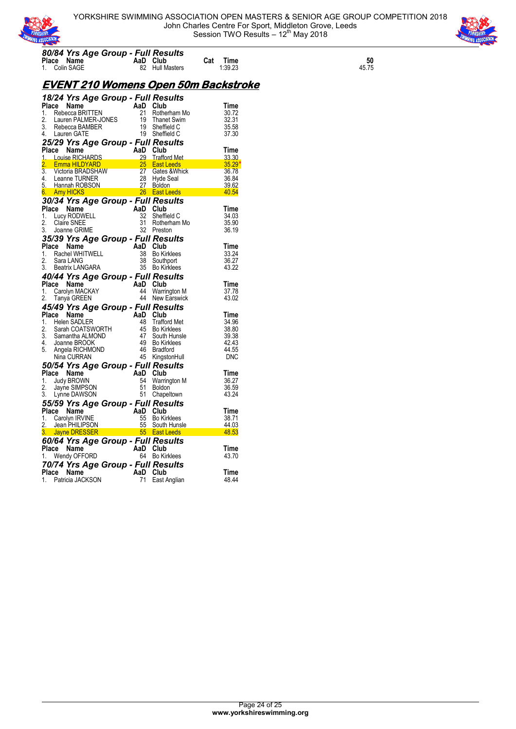### 80/84 Yrs Age Group - Full Results

| Place | Name | AaD | Club | Cat | Time | 50 |
|---|---|---|---|---|---|---|
| 1. | Colin SAGE | 82 | Hull Masters | | 1:39.23 | 45.75 |

## EVENT 210 Womens Open 50m Backstroke

### 18/24 Yrs Age Group - Full Results

| Place | Name | AaD | Club | Time |
|---|---|---|---|---|
| 1. | Rebecca BRITTEN | 21 | Rotherham Mo | 30.72 |
| 2. | Lauren PALMER-JONES | 19 | Thanet Swim | 32.31 |
| 3. | Rebecca BAMBER | 19 | Sheffield C | 35.58 |
| 4. | Lauren GATE | 19 | Sheffield C | 37.30 |

### 25/29 Yrs Age Group - Full Results

| Place | Name | AaD | Club | Time |
|---|---|---|---|---|
| 1. | Louise RICHARDS | 29 | Trafford Met | 33.30 |
| 2. | Emma HILDYARD | 25 | East Leeds | 35.29* |
| 3. | Victoria BRADSHAW | 27 | Gates &Whick | 36.78 |
| 4. | Leanne TURNER | 28 | Hyde Seal | 36.84 |
| 5. | Hannah ROBSON | 27 | Boldon | 39.62 |
| 6. | Amy HICKS | 26 | East Leeds | 40.54 |

### 30/34 Yrs Age Group - Full Results

| Place | Name | AaD | Club | Time |
|---|---|---|---|---|
| 1. | Lucy RODWELL | 32 | Sheffield C | 34.03 |
| 2. | Claire SNEE | 31 | Rotherham Mo | 35.90 |
| 3. | Joanne GRIME | 32 | Preston | 36.19 |

### 35/39 Yrs Age Group - Full Results

| Place | Name | AaD | Club | Time |
|---|---|---|---|---|
| 1. | Rachel WHITWELL | 38 | Bo Kirklees | 33.24 |
| 2. | Sara LANG | 38 | Southport | 36.27 |
| 3. | Beatrix LANGARA | 35 | Bo Kirklees | 43.22 |

### 40/44 Yrs Age Group - Full Results

| Place | Name | AaD | Club | Time |
|---|---|---|---|---|
| 1. | Carolyn MACKAY | 44 | Warrington M | 37.78 |
| 2. | Tanya GREEN | 44 | New Earswick | 43.02 |

### 45/49 Yrs Age Group - Full Results

| Place | Name | AaD | Club | Time |
|---|---|---|---|---|
| 1. | Helen SADLER | 48 | Trafford Met | 34.96 |
| 2. | Sarah COATSWORTH | 45 | Bo Kirklees | 38.80 |
| 3. | Samantha ALMOND | 47 | South Hunsle | 39.38 |
| 4. | Joanne BROOK | 49 | Bo Kirklees | 42.43 |
| 5. | Angela RICHMOND | 46 | Bradford | 44.55 |
| | Nina CURRAN | 45 | KingstonHull | DNC |

### 50/54 Yrs Age Group - Full Results

| Place | Name | AaD | Club | Time |
|---|---|---|---|---|
| 1. | Judy BROWN | 54 | Warrington M | 36.27 |
| 2. | Jayne SIMPSON | 51 | Boldon | 36.59 |
| 3. | Lynne DAWSON | 51 | Chapeltown | 43.24 |

### 55/59 Yrs Age Group - Full Results

| Place | Name | AaD | Club | Time |
|---|---|---|---|---|
| 1. | Carolyn IRVINE | 55 | Bo Kirklees | 38.71 |
| 2. | Jean PHILIPSON | 55 | South Hunsle | 44.03 |
| 3. | Jayne DRESSER | 55 | East Leeds | 48.53 |

### 60/64 Yrs Age Group - Full Results

| Place | Name | AaD | Club | Time |
|---|---|---|---|---|
| 1. | Wendy OFFORD | 64 | Bo Kirklees | 43.70 |

### 70/74 Yrs Age Group - Full Results

| Place | Name | AaD | Club | Time |
|---|---|---|---|---|
| 1. | Patricia JACKSON | 71 | East Anglian | 48.44 |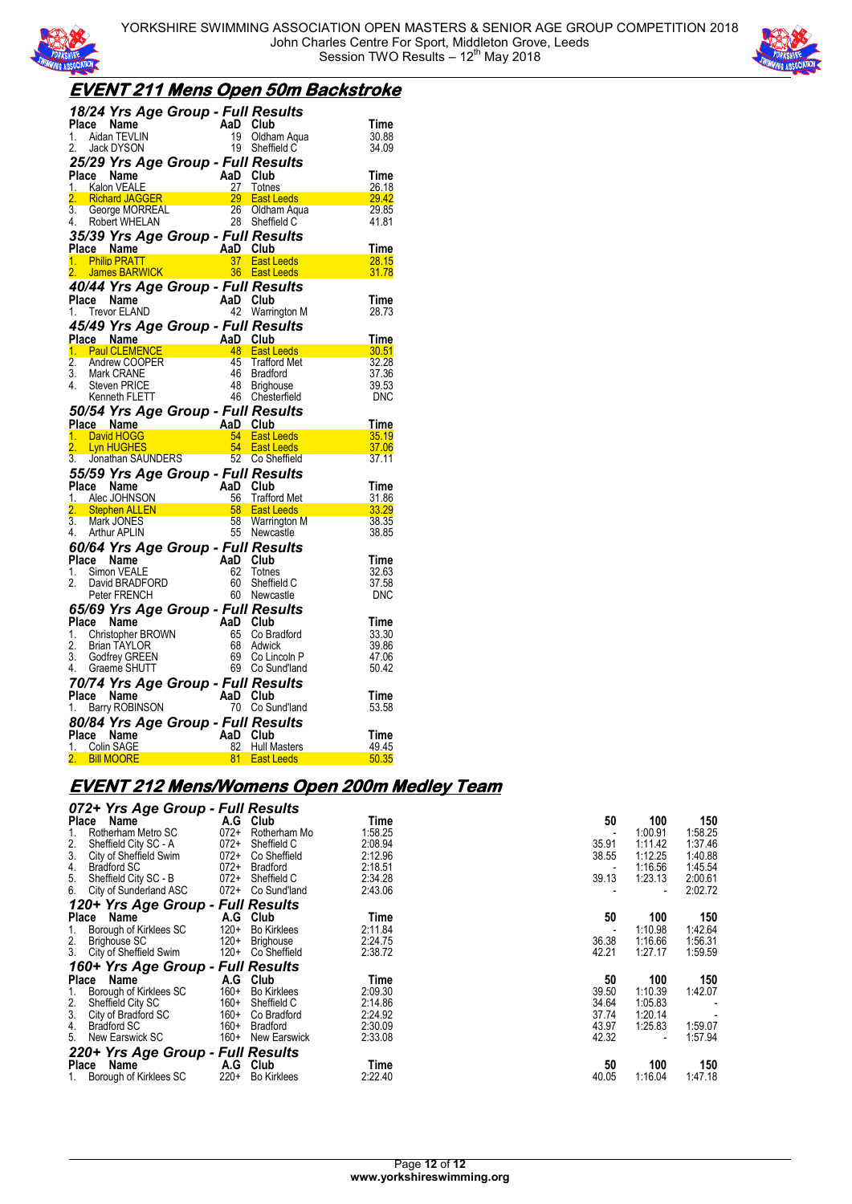## EVENT 211 Mens Open 50m Backstroke

### 18/24 Yrs Age Group - Full Results

| Place | Name | AaD | Club | Time |
|---|---|---|---|---|
| 1. | Aidan TEVLIN | 19 | Oldham Aqua | 30.88 |
| 2. | Jack DYSON | 19 | Sheffield C | 34.09 |

### 25/29 Yrs Age Group - Full Results

| Place | Name | AaD | Club | Time |
|---|---|---|---|---|
| 1. | Kalon VEALE | 27 | Totnes | 26.18 |
| 2. | Richard JAGGER | 29 | East Leeds | 29.42 |
| 3. | George MORREAL | 26 | Oldham Aqua | 29.85 |
| 4. | Robert WHELAN | 28 | Sheffield C | 41.81 |

### 35/39 Yrs Age Group - Full Results

| Place | Name | AaD | Club | Time |
|---|---|---|---|---|
| 1. | Philip PRATT | 37 | East Leeds | 28.15 |
| 2. | James BARWICK | 36 | East Leeds | 31.78 |

### 40/44 Yrs Age Group - Full Results

| Place | Name | AaD | Club | Time |
|---|---|---|---|---|
| 1. | Trevor ELAND | 42 | Warrington M | 28.73 |

### 45/49 Yrs Age Group - Full Results

| Place | Name | AaD | Club | Time |
|---|---|---|---|---|
| 1. | Paul CLEMENCE | 48 | East Leeds | 30.51 |
| 2. | Andrew COOPER | 45 | Trafford Met | 32.28 |
| 3. | Mark CRANE | 46 | Bradford | 37.36 |
| 4. | Steven PRICE | 48 | Brighouse | 39.53 |
| | Kenneth FLETT | 46 | Chesterfield | DNC |

### 50/54 Yrs Age Group - Full Results

| Place | Name | AaD | Club | Time |
|---|---|---|---|---|
| 1. | David HOGG | 54 | East Leeds | 35.19 |
| 2. | Lyn HUGHES | 54 | East Leeds | 37.06 |
| 3. | Jonathan SAUNDERS | 52 | Co Sheffield | 37.11 |

### 55/59 Yrs Age Group - Full Results

| Place | Name | AaD | Club | Time |
|---|---|---|---|---|
| 1. | Alec JOHNSON | 56 | Trafford Met | 31.86 |
| 2. | Stephen ALLEN | 58 | East Leeds | 33.29 |
| 3. | Mark JONES | 58 | Warrington M | 38.35 |
| 4. | Arthur APLIN | 55 | Newcastle | 38.85 |

### 60/64 Yrs Age Group - Full Results

| Place | Name | AaD | Club | Time |
|---|---|---|---|---|
| 1. | Simon VEALE | 62 | Totnes | 32.63 |
| 2. | David BRADFORD | 60 | Sheffield C | 37.58 |
| | Peter FRENCH | 60 | Newcastle | DNC |

### 65/69 Yrs Age Group - Full Results

| Place | Name | AaD | Club | Time |
|---|---|---|---|---|
| 1. | Christopher BROWN | 65 | Co Bradford | 33.30 |
| 2. | Brian TAYLOR | 68 | Adwick | 39.86 |
| 3. | Godfrey GREEN | 69 | Co Lincoln P | 47.06 |
| 4. | Graeme SHUTT | 69 | Co Sund'land | 50.42 |

### 70/74 Yrs Age Group - Full Results

| Place | Name | AaD | Club | Time |
|---|---|---|---|---|
| 1. | Barry ROBINSON | 70 | Co Sund'land | 53.58 |

### 80/84 Yrs Age Group - Full Results

| Place | Name | AaD | Club | Time |
|---|---|---|---|---|
| 1. | Colin SAGE | 82 | Hull Masters | 49.45 |
| 2. | Bill MOORE | 81 | East Leeds | 50.35 |

## EVENT 212 Mens/Womens Open 200m Medley Team

### 072+ Yrs Age Group - Full Results

| Place | Name | A.G | Club | Time | 50 | 100 | 150 |
|---|---|---|---|---|---|---|---|
| 1. | Rotherham Metro SC | 072+ | Rotherham Mo | 1:58.25 | - | 1:00.91 | 1:58.25 |
| 2. | Sheffield City SC - A | 072+ | Sheffield C | 2:08.94 | 35.91 | 1:11.42 | 1:37.46 |
| 3. | City of Sheffield Swim | 072+ | Co Sheffield | 2:12.96 | 38.55 | 1:12.25 | 1:40.88 |
| 4. | Bradford SC | 072+ | Bradford | 2:18.51 | - | 1:16.56 | 1:45.54 |
| 5. | Sheffield City SC - B | 072+ | Sheffield C | 2:34.28 | 39.13 | 1:23.13 | 2:00.61 |
| 6. | City of Sunderland ASC | 072+ | Co Sund'land | 2:43.06 | - | - | 2:02.72 |

### 120+ Yrs Age Group - Full Results

| Place | Name | A.G | Club | Time | 50 | 100 | 150 |
|---|---|---|---|---|---|---|---|
| 1. | Borough of Kirklees SC | 120+ | Bo Kirklees | 2:11.84 | - | 1:10.98 | 1:42.64 |
| 2. | Brighouse SC | 120+ | Brighouse | 2:24.75 | 36.38 | 1:16.66 | 1:56.31 |
| 3. | City of Sheffield Swim | 120+ | Co Sheffield | 2:38.72 | 42.21 | 1:27.17 | 1:59.59 |

### 160+ Yrs Age Group - Full Results

| Place | Name | A.G | Club | Time | 50 | 100 | 150 |
|---|---|---|---|---|---|---|---|
| 1. | Borough of Kirklees SC | 160+ | Bo Kirklees | 2:09.30 | 39.50 | 1:10.39 | 1:42.07 |
| 2. | Sheffield City SC | 160+ | Sheffield C | 2:14.86 | 34.64 | 1:05.83 | - |
| 3. | City of Bradford SC | 160+ | Co Bradford | 2:24.92 | 37.74 | 1:20.14 | - |
| 4. | Bradford SC | 160+ | Bradford | 2:30.09 | 43.97 | 1:25.83 | 1:59.07 |
| 5. | New Earswick SC | 160+ | New Earswick | 2:33.08 | 42.32 | - | 1:57.94 |

### 220+ Yrs Age Group - Full Results

| Place | Name | A.G | Club | Time | 50 | 100 | 150 |
|---|---|---|---|---|---|---|---|
| 1. | Borough of Kirklees SC | 220+ | Bo Kirklees | 2:22.40 | 40.05 | 1:16.04 | 1:47.18 |